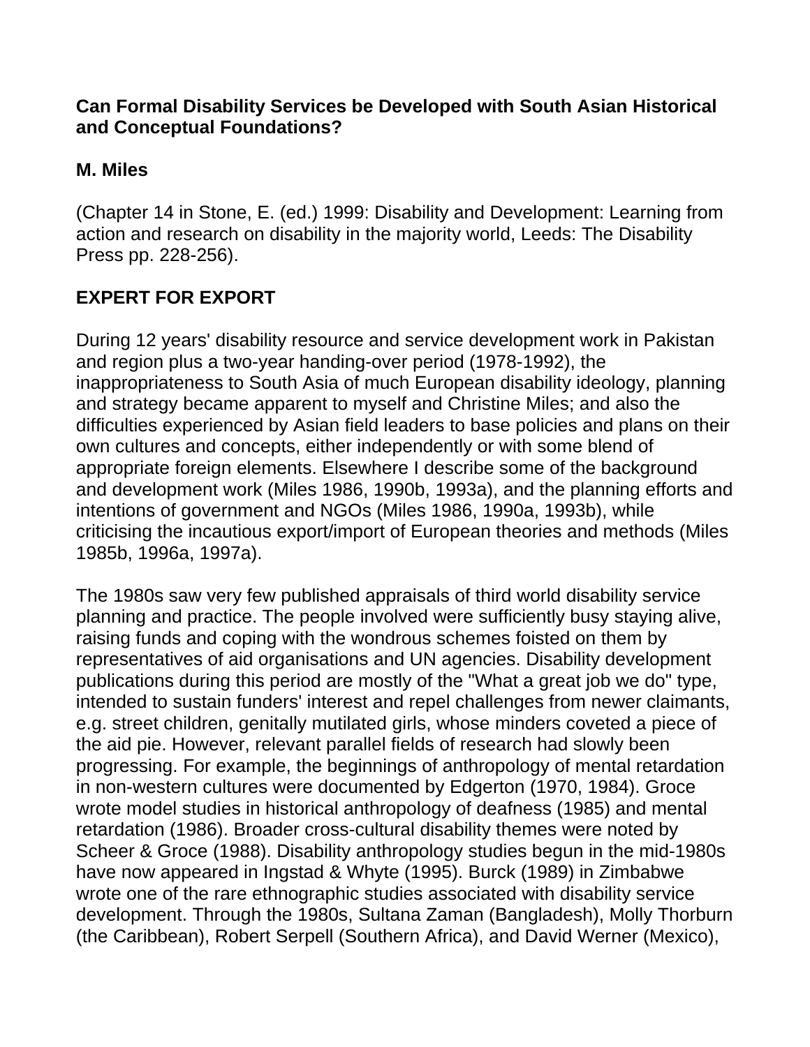# Can Formal Disability Services be Developed with South Asian Historical and Conceptual Foundations?

**M. Miles**

(Chapter 14 in Stone, E. (ed.) 1999: Disability and Development: Learning from action and research on disability in the majority world, Leeds: The Disability Press pp. 228-256).

## EXPERT FOR EXPORT

During 12 years' disability resource and service development work in Pakistan and region plus a two-year handing-over period (1978-1992), the inappropriateness to South Asia of much European disability ideology, planning and strategy became apparent to myself and Christine Miles; and also the difficulties experienced by Asian field leaders to base policies and plans on their own cultures and concepts, either independently or with some blend of appropriate foreign elements. Elsewhere I describe some of the background and development work (Miles 1986, 1990b, 1993a), and the planning efforts and intentions of government and NGOs (Miles 1986, 1990a, 1993b), while criticising the incautious export/import of European theories and methods (Miles 1985b, 1996a, 1997a).

The 1980s saw very few published appraisals of third world disability service planning and practice. The people involved were sufficiently busy staying alive, raising funds and coping with the wondrous schemes foisted on them by representatives of aid organisations and UN agencies. Disability development publications during this period are mostly of the "What a great job we do" type, intended to sustain funders' interest and repel challenges from newer claimants, e.g. street children, genitally mutilated girls, whose minders coveted a piece of the aid pie. However, relevant parallel fields of research had slowly been progressing. For example, the beginnings of anthropology of mental retardation in non-western cultures were documented by Edgerton (1970, 1984). Groce wrote model studies in historical anthropology of deafness (1985) and mental retardation (1986). Broader cross-cultural disability themes were noted by Scheer & Groce (1988). Disability anthropology studies begun in the mid-1980s have now appeared in Ingstad & Whyte (1995). Burck (1989) in Zimbabwe wrote one of the rare ethnographic studies associated with disability service development. Through the 1980s, Sultana Zaman (Bangladesh), Molly Thorburn (the Caribbean), Robert Serpell (Southern Africa), and David Werner (Mexico),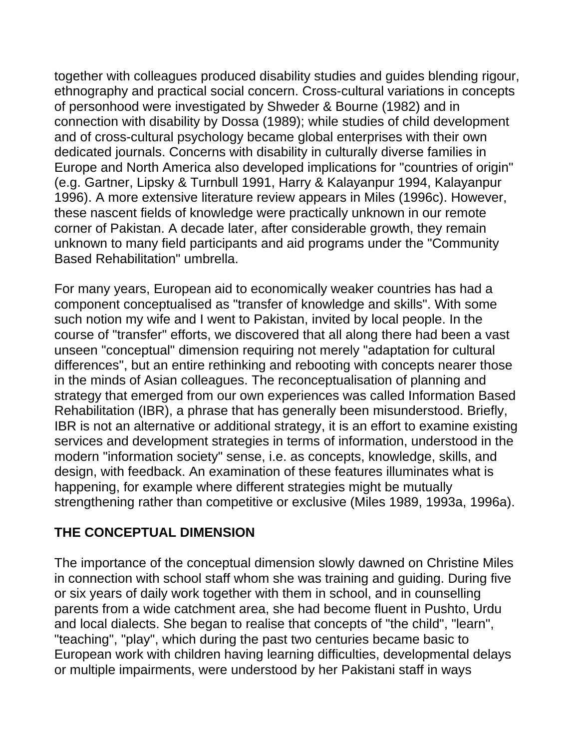together with colleagues produced disability studies and guides blending rigour, ethnography and practical social concern. Cross-cultural variations in concepts of personhood were investigated by Shweder & Bourne (1982) and in connection with disability by Dossa (1989); while studies of child development and of cross-cultural psychology became global enterprises with their own dedicated journals. Concerns with disability in culturally diverse families in Europe and North America also developed implications for "countries of origin" (e.g. Gartner, Lipsky & Turnbull 1991, Harry & Kalayanpur 1994, Kalayanpur 1996). A more extensive literature review appears in Miles (1996c). However, these nascent fields of knowledge were practically unknown in our remote corner of Pakistan. A decade later, after considerable growth, they remain unknown to many field participants and aid programs under the "Community Based Rehabilitation" umbrella.

For many years, European aid to economically weaker countries has had a component conceptualised as "transfer of knowledge and skills". With some such notion my wife and I went to Pakistan, invited by local people. In the course of "transfer" efforts, we discovered that all along there had been a vast unseen "conceptual" dimension requiring not merely "adaptation for cultural differences", but an entire rethinking and rebooting with concepts nearer those in the minds of Asian colleagues. The reconceptualisation of planning and strategy that emerged from our own experiences was called Information Based Rehabilitation (IBR), a phrase that has generally been misunderstood. Briefly, IBR is not an alternative or additional strategy, it is an effort to examine existing services and development strategies in terms of information, understood in the modern "information society" sense, i.e. as concepts, knowledge, skills, and design, with feedback. An examination of these features illuminates what is happening, for example where different strategies might be mutually strengthening rather than competitive or exclusive (Miles 1989, 1993a, 1996a).

## THE CONCEPTUAL DIMENSION

The importance of the conceptual dimension slowly dawned on Christine Miles in connection with school staff whom she was training and guiding. During five or six years of daily work together with them in school, and in counselling parents from a wide catchment area, she had become fluent in Pushto, Urdu and local dialects. She began to realise that concepts of "the child", "learn", "teaching", "play", which during the past two centuries became basic to European work with children having learning difficulties, developmental delays or multiple impairments, were understood by her Pakistani staff in ways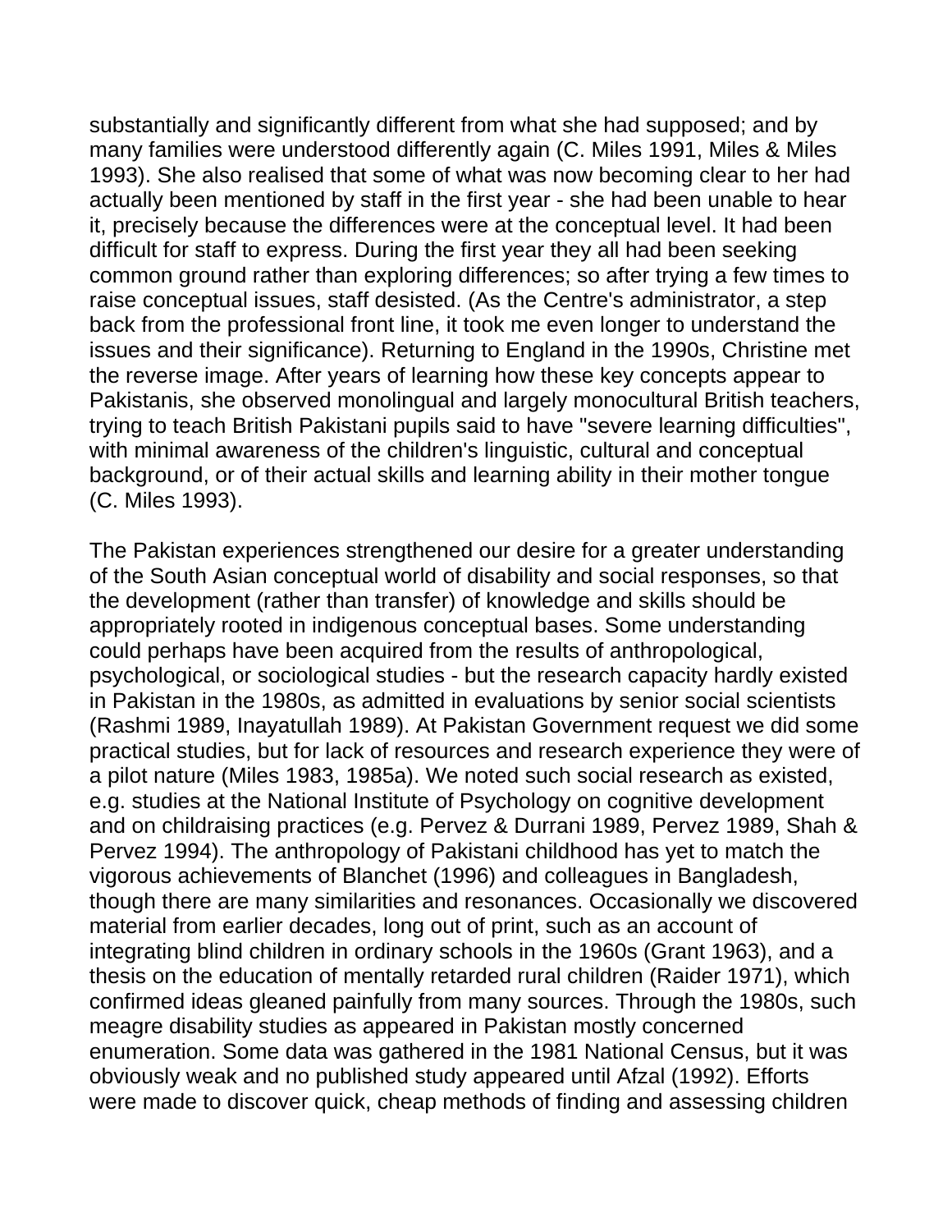substantially and significantly different from what she had supposed; and by many families were understood differently again (C. Miles 1991, Miles & Miles 1993). She also realised that some of what was now becoming clear to her had actually been mentioned by staff in the first year - she had been unable to hear it, precisely because the differences were at the conceptual level. It had been difficult for staff to express. During the first year they all had been seeking common ground rather than exploring differences; so after trying a few times to raise conceptual issues, staff desisted. (As the Centre's administrator, a step back from the professional front line, it took me even longer to understand the issues and their significance). Returning to England in the 1990s, Christine met the reverse image. After years of learning how these key concepts appear to Pakistanis, she observed monolingual and largely monocultural British teachers, trying to teach British Pakistani pupils said to have "severe learning difficulties", with minimal awareness of the children's linguistic, cultural and conceptual background, or of their actual skills and learning ability in their mother tongue (C. Miles 1993).

The Pakistan experiences strengthened our desire for a greater understanding of the South Asian conceptual world of disability and social responses, so that the development (rather than transfer) of knowledge and skills should be appropriately rooted in indigenous conceptual bases. Some understanding could perhaps have been acquired from the results of anthropological, psychological, or sociological studies - but the research capacity hardly existed in Pakistan in the 1980s, as admitted in evaluations by senior social scientists (Rashmi 1989, Inayatullah 1989). At Pakistan Government request we did some practical studies, but for lack of resources and research experience they were of a pilot nature (Miles 1983, 1985a). We noted such social research as existed, e.g. studies at the National Institute of Psychology on cognitive development and on childraising practices (e.g. Pervez & Durrani 1989, Pervez 1989, Shah & Pervez 1994). The anthropology of Pakistani childhood has yet to match the vigorous achievements of Blanchet (1996) and colleagues in Bangladesh, though there are many similarities and resonances. Occasionally we discovered material from earlier decades, long out of print, such as an account of integrating blind children in ordinary schools in the 1960s (Grant 1963), and a thesis on the education of mentally retarded rural children (Raider 1971), which confirmed ideas gleaned painfully from many sources. Through the 1980s, such meagre disability studies as appeared in Pakistan mostly concerned enumeration. Some data was gathered in the 1981 National Census, but it was obviously weak and no published study appeared until Afzal (1992). Efforts were made to discover quick, cheap methods of finding and assessing children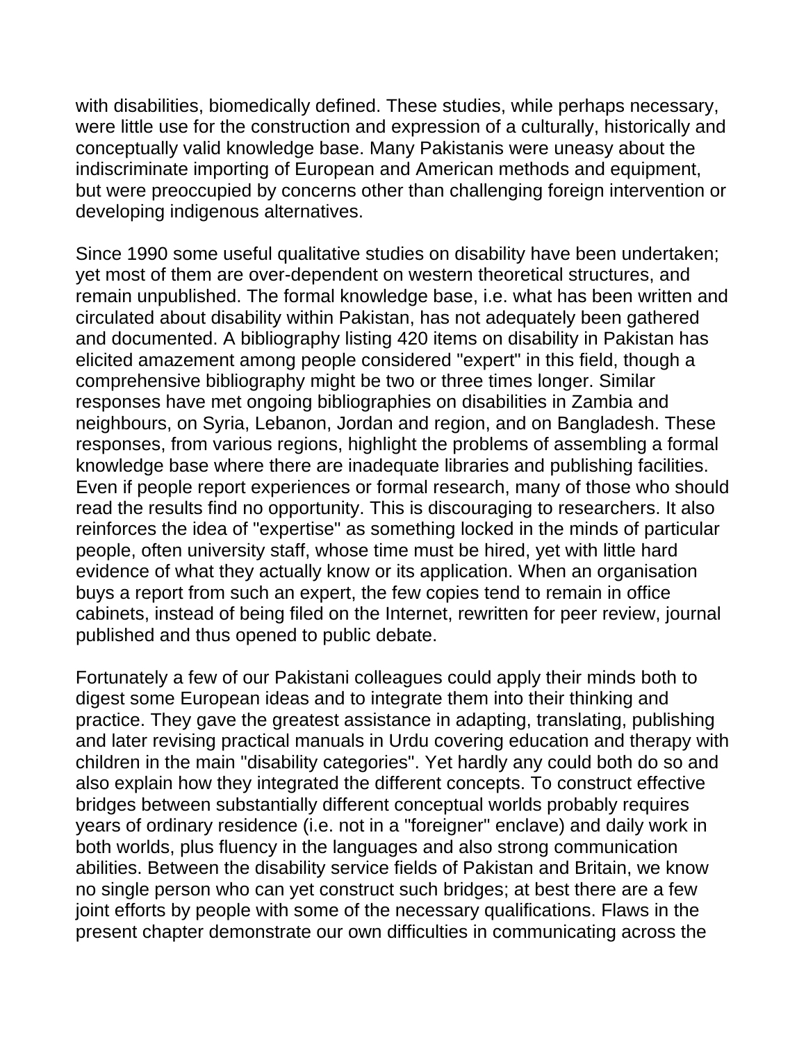with disabilities, biomedically defined. These studies, while perhaps necessary, were little use for the construction and expression of a culturally, historically and conceptually valid knowledge base. Many Pakistanis were uneasy about the indiscriminate importing of European and American methods and equipment, but were preoccupied by concerns other than challenging foreign intervention or developing indigenous alternatives.

Since 1990 some useful qualitative studies on disability have been undertaken; yet most of them are over-dependent on western theoretical structures, and remain unpublished. The formal knowledge base, i.e. what has been written and circulated about disability within Pakistan, has not adequately been gathered and documented. A bibliography listing 420 items on disability in Pakistan has elicited amazement among people considered "expert" in this field, though a comprehensive bibliography might be two or three times longer. Similar responses have met ongoing bibliographies on disabilities in Zambia and neighbours, on Syria, Lebanon, Jordan and region, and on Bangladesh. These responses, from various regions, highlight the problems of assembling a formal knowledge base where there are inadequate libraries and publishing facilities. Even if people report experiences or formal research, many of those who should read the results find no opportunity. This is discouraging to researchers. It also reinforces the idea of "expertise" as something locked in the minds of particular people, often university staff, whose time must be hired, yet with little hard evidence of what they actually know or its application. When an organisation buys a report from such an expert, the few copies tend to remain in office cabinets, instead of being filed on the Internet, rewritten for peer review, journal published and thus opened to public debate.

Fortunately a few of our Pakistani colleagues could apply their minds both to digest some European ideas and to integrate them into their thinking and practice. They gave the greatest assistance in adapting, translating, publishing and later revising practical manuals in Urdu covering education and therapy with children in the main "disability categories". Yet hardly any could both do so and also explain how they integrated the different concepts. To construct effective bridges between substantially different conceptual worlds probably requires years of ordinary residence (i.e. not in a "foreigner" enclave) and daily work in both worlds, plus fluency in the languages and also strong communication abilities. Between the disability service fields of Pakistan and Britain, we know no single person who can yet construct such bridges; at best there are a few joint efforts by people with some of the necessary qualifications. Flaws in the present chapter demonstrate our own difficulties in communicating across the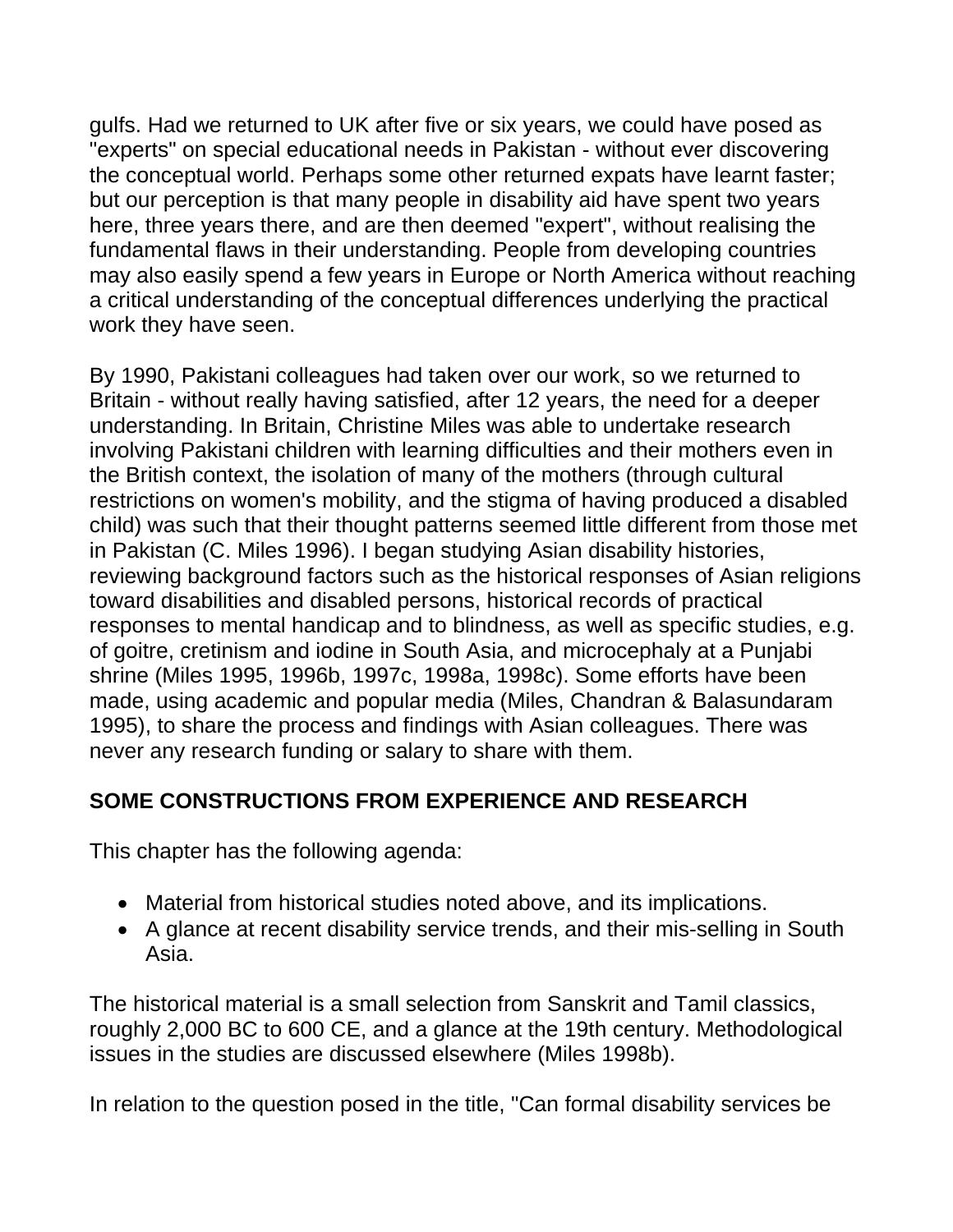gulfs. Had we returned to UK after five or six years, we could have posed as "experts" on special educational needs in Pakistan - without ever discovering the conceptual world. Perhaps some other returned expats have learnt faster; but our perception is that many people in disability aid have spent two years here, three years there, and are then deemed "expert", without realising the fundamental flaws in their understanding. People from developing countries may also easily spend a few years in Europe or North America without reaching a critical understanding of the conceptual differences underlying the practical work they have seen.

By 1990, Pakistani colleagues had taken over our work, so we returned to Britain - without really having satisfied, after 12 years, the need for a deeper understanding. In Britain, Christine Miles was able to undertake research involving Pakistani children with learning difficulties and their mothers even in the British context, the isolation of many of the mothers (through cultural restrictions on women's mobility, and the stigma of having produced a disabled child) was such that their thought patterns seemed little different from those met in Pakistan (C. Miles 1996). I began studying Asian disability histories, reviewing background factors such as the historical responses of Asian religions toward disabilities and disabled persons, historical records of practical responses to mental handicap and to blindness, as well as specific studies, e.g. of goitre, cretinism and iodine in South Asia, and microcephaly at a Punjabi shrine (Miles 1995, 1996b, 1997c, 1998a, 1998c). Some efforts have been made, using academic and popular media (Miles, Chandran & Balasundaram 1995), to share the process and findings with Asian colleagues. There was never any research funding or salary to share with them.

## SOME CONSTRUCTIONS FROM EXPERIENCE AND RESEARCH

This chapter has the following agenda:

- Material from historical studies noted above, and its implications.
- A glance at recent disability service trends, and their mis-selling in South Asia.

The historical material is a small selection from Sanskrit and Tamil classics, roughly 2,000 BC to 600 CE, and a glance at the 19th century. Methodological issues in the studies are discussed elsewhere (Miles 1998b).

In relation to the question posed in the title, "Can formal disability services be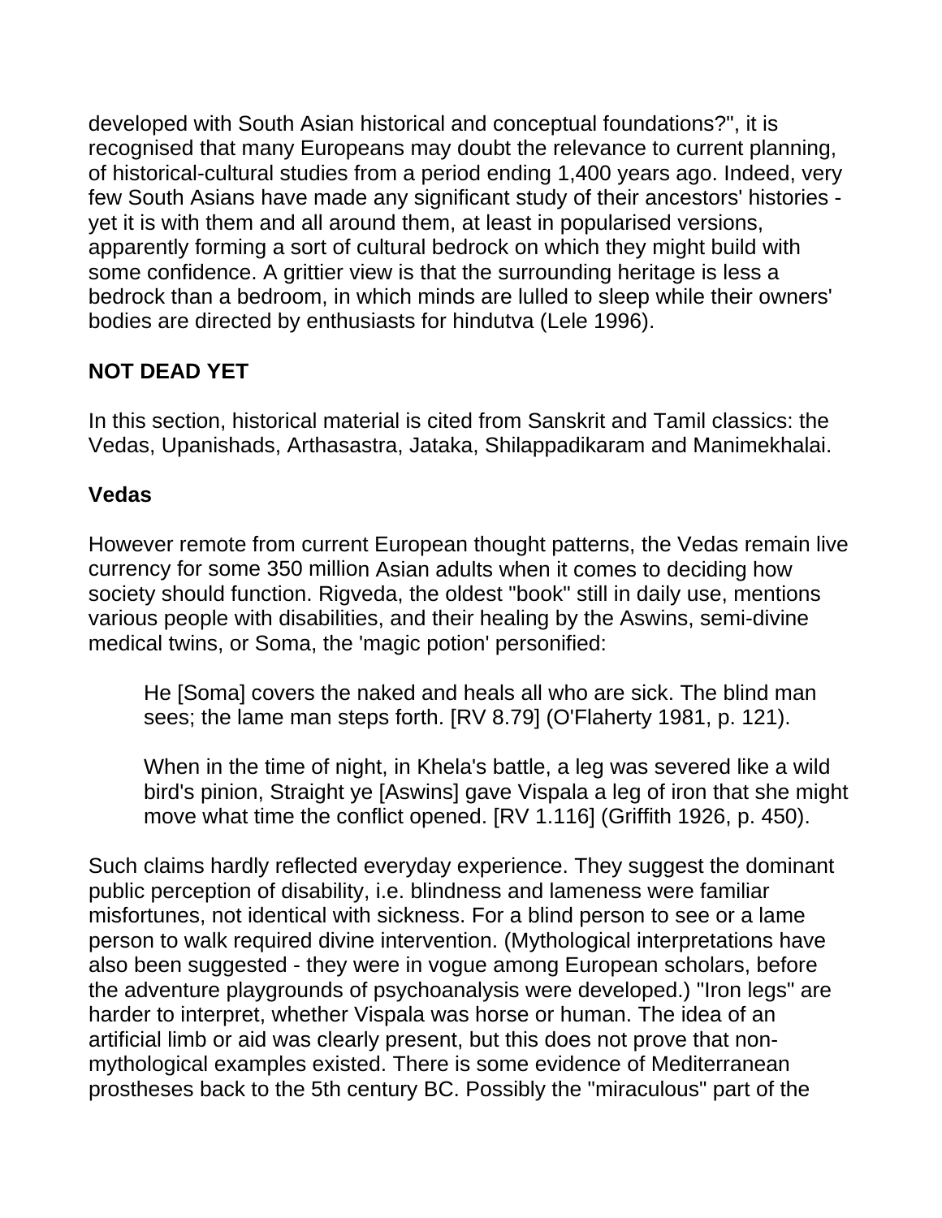developed with South Asian historical and conceptual foundations?", it is recognised that many Europeans may doubt the relevance to current planning, of historical-cultural studies from a period ending 1,400 years ago. Indeed, very few South Asians have made any significant study of their ancestors' histories - yet it is with them and all around them, at least in popularised versions, apparently forming a sort of cultural bedrock on which they might build with some confidence. A grittier view is that the surrounding heritage is less a bedrock than a bedroom, in which minds are lulled to sleep while their owners' bodies are directed by enthusiasts for hindutva (Lele 1996).

## NOT DEAD YET

In this section, historical material is cited from Sanskrit and Tamil classics: the Vedas, Upanishads, Arthasastra, Jataka, Shilappadikaram and Manimekhalai.

### Vedas

However remote from current European thought patterns, the Vedas remain live currency for some 350 million Asian adults when it comes to deciding how society should function. Rigveda, the oldest "book" still in daily use, mentions various people with disabilities, and their healing by the Aswins, semi-divine medical twins, or Soma, the 'magic potion' personified:

> He [Soma] covers the naked and heals all who are sick. The blind man sees; the lame man steps forth. [RV 8.79] (O'Flaherty 1981, p. 121).

> When in the time of night, in Khela's battle, a leg was severed like a wild bird's pinion, Straight ye [Aswins] gave Vispala a leg of iron that she might move what time the conflict opened. [RV 1.116] (Griffith 1926, p. 450).

Such claims hardly reflected everyday experience. They suggest the dominant public perception of disability, i.e. blindness and lameness were familiar misfortunes, not identical with sickness. For a blind person to see or a lame person to walk required divine intervention. (Mythological interpretations have also been suggested - they were in vogue among European scholars, before the adventure playgrounds of psychoanalysis were developed.) "Iron legs" are harder to interpret, whether Vispala was horse or human. The idea of an artificial limb or aid was clearly present, but this does not prove that non-mythological examples existed. There is some evidence of Mediterranean prostheses back to the 5th century BC. Possibly the "miraculous" part of the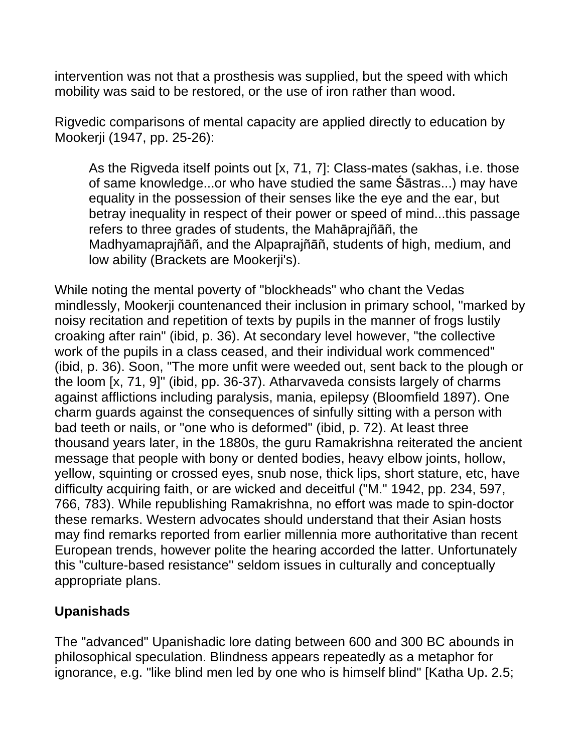intervention was not that a prosthesis was supplied, but the speed with which mobility was said to be restored, or the use of iron rather than wood.

Rigvedic comparisons of mental capacity are applied directly to education by Mookerji (1947, pp. 25-26):

> As the Rigveda itself points out [x, 71, 7]: Class-mates (sakhas, i.e. those of same knowledge...or who have studied the same Śāstras...) may have equality in the possession of their senses like the eye and the ear, but betray inequality in respect of their power or speed of mind...this passage refers to three grades of students, the Mahāprajñāñ, the Madhyamaprajñāñ, and the Alpaprajñāñ, students of high, medium, and low ability (Brackets are Mookerji's).

While noting the mental poverty of "blockheads" who chant the Vedas mindlessly, Mookerji countenanced their inclusion in primary school, "marked by noisy recitation and repetition of texts by pupils in the manner of frogs lustily croaking after rain" (ibid, p. 36). At secondary level however, "the collective work of the pupils in a class ceased, and their individual work commenced" (ibid, p. 36). Soon, "The more unfit were weeded out, sent back to the plough or the loom [x, 71, 9]" (ibid, pp. 36-37). Atharvaveda consists largely of charms against afflictions including paralysis, mania, epilepsy (Bloomfield 1897). One charm guards against the consequences of sinfully sitting with a person with bad teeth or nails, or "one who is deformed" (ibid, p. 72). At least three thousand years later, in the 1880s, the guru Ramakrishna reiterated the ancient message that people with bony or dented bodies, heavy elbow joints, hollow, yellow, squinting or crossed eyes, snub nose, thick lips, short stature, etc, have difficulty acquiring faith, or are wicked and deceitful ("M." 1942, pp. 234, 597, 766, 783). While republishing Ramakrishna, no effort was made to spin-doctor these remarks. Western advocates should understand that their Asian hosts may find remarks reported from earlier millennia more authoritative than recent European trends, however polite the hearing accorded the latter. Unfortunately this "culture-based resistance" seldom issues in culturally and conceptually appropriate plans.

### Upanishads

The "advanced" Upanishadic lore dating between 600 and 300 BC abounds in philosophical speculation. Blindness appears repeatedly as a metaphor for ignorance, e.g. "like blind men led by one who is himself blind" [Katha Up. 2.5;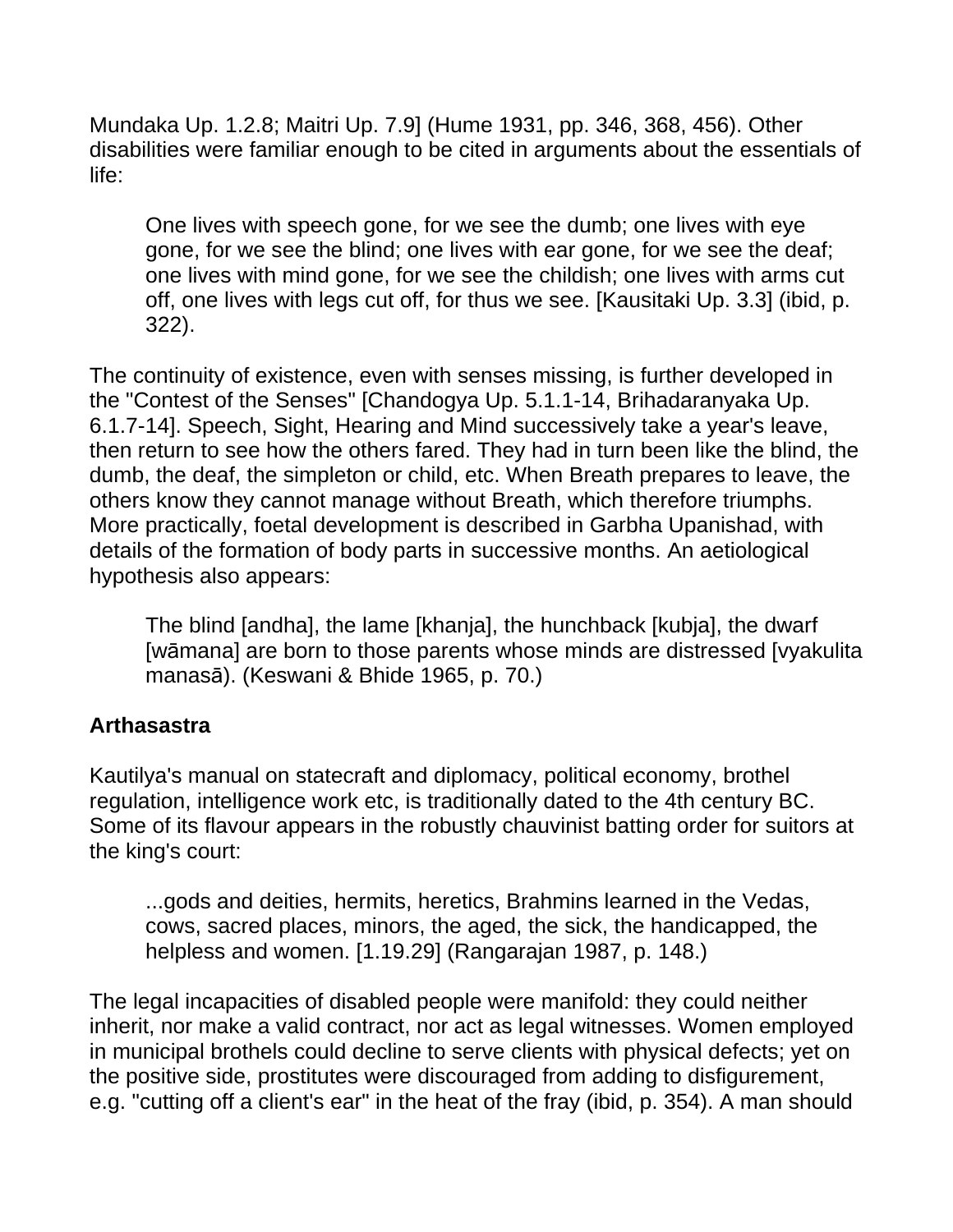Mundaka Up. 1.2.8; Maitri Up. 7.9] (Hume 1931, pp. 346, 368, 456). Other disabilities were familiar enough to be cited in arguments about the essentials of life:

> One lives with speech gone, for we see the dumb; one lives with eye gone, for we see the blind; one lives with ear gone, for we see the deaf; one lives with mind gone, for we see the childish; one lives with arms cut off, one lives with legs cut off, for thus we see. [Kausitaki Up. 3.3] (ibid, p. 322).

The continuity of existence, even with senses missing, is further developed in the "Contest of the Senses" [Chandogya Up. 5.1.1-14, Brihadaranyaka Up. 6.1.7-14]. Speech, Sight, Hearing and Mind successively take a year's leave, then return to see how the others fared. They had in turn been like the blind, the dumb, the deaf, the simpleton or child, etc. When Breath prepares to leave, the others know they cannot manage without Breath, which therefore triumphs. More practically, foetal development is described in Garbha Upanishad, with details of the formation of body parts in successive months. An aetiological hypothesis also appears:

> The blind [andha], the lame [khanja], the hunchback [kubja], the dwarf [wāmana] are born to those parents whose minds are distressed [vyakulita manasā). (Keswani & Bhide 1965, p. 70.)

**Arthasastra**

Kautilya's manual on statecraft and diplomacy, political economy, brothel regulation, intelligence work etc, is traditionally dated to the 4th century BC. Some of its flavour appears in the robustly chauvinist batting order for suitors at the king's court:

> ...gods and deities, hermits, heretics, Brahmins learned in the Vedas, cows, sacred places, minors, the aged, the sick, the handicapped, the helpless and women. [1.19.29] (Rangarajan 1987, p. 148.)

The legal incapacities of disabled people were manifold: they could neither inherit, nor make a valid contract, nor act as legal witnesses. Women employed in municipal brothels could decline to serve clients with physical defects; yet on the positive side, prostitutes were discouraged from adding to disfigurement, e.g. "cutting off a client's ear" in the heat of the fray (ibid, p. 354). A man should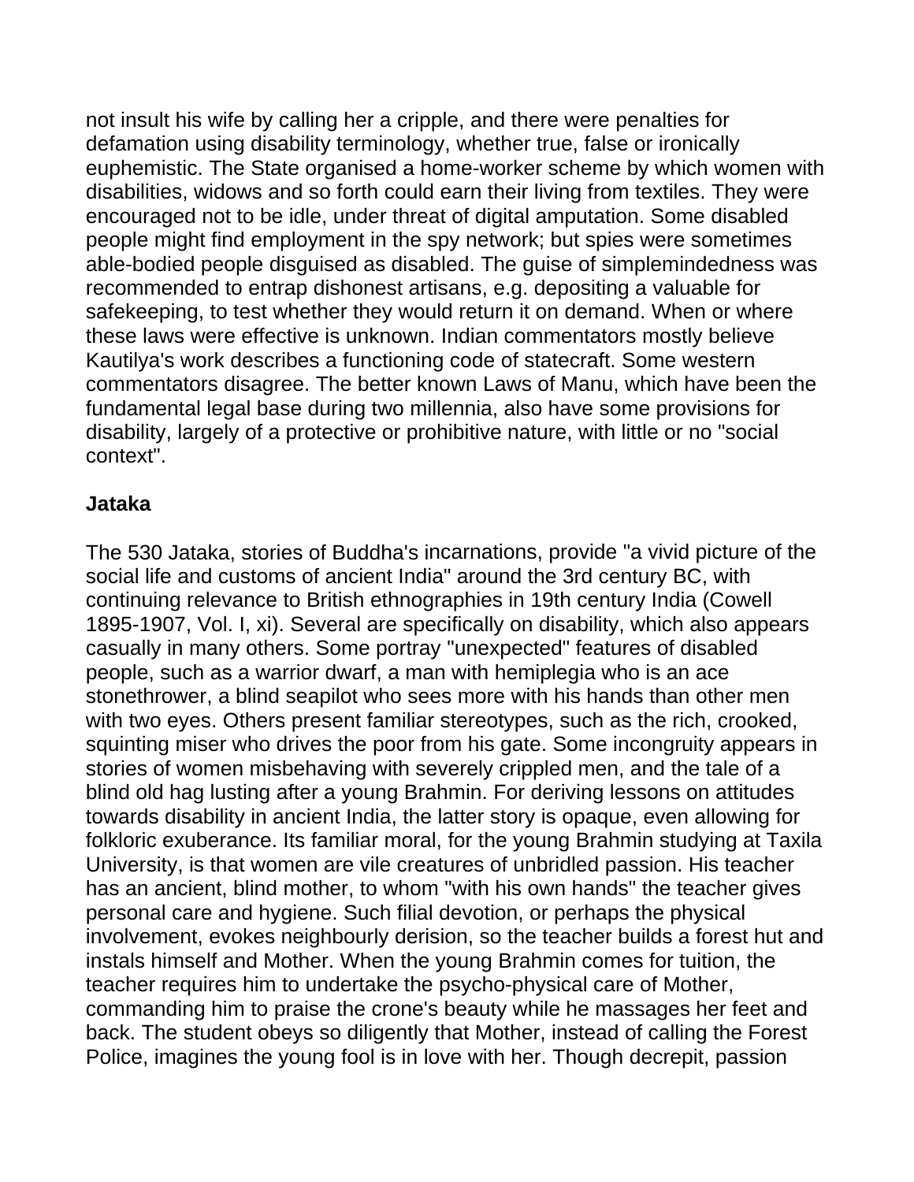not insult his wife by calling her a cripple, and there were penalties for defamation using disability terminology, whether true, false or ironically euphemistic. The State organised a home-worker scheme by which women with disabilities, widows and so forth could earn their living from textiles. They were encouraged not to be idle, under threat of digital amputation. Some disabled people might find employment in the spy network; but spies were sometimes able-bodied people disguised as disabled. The guise of simplemindedness was recommended to entrap dishonest artisans, e.g. depositing a valuable for safekeeping, to test whether they would return it on demand. When or where these laws were effective is unknown. Indian commentators mostly believe Kautilya's work describes a functioning code of statecraft. Some western commentators disagree. The better known Laws of Manu, which have been the fundamental legal base during two millennia, also have some provisions for disability, largely of a protective or prohibitive nature, with little or no "social context".

**Jataka**

The 530 Jataka, stories of Buddha's incarnations, provide "a vivid picture of the social life and customs of ancient India" around the 3rd century BC, with continuing relevance to British ethnographies in 19th century India (Cowell 1895-1907, Vol. I, xi). Several are specifically on disability, which also appears casually in many others. Some portray "unexpected" features of disabled people, such as a warrior dwarf, a man with hemiplegia who is an ace stonethrower, a blind seapilot who sees more with his hands than other men with two eyes. Others present familiar stereotypes, such as the rich, crooked, squinting miser who drives the poor from his gate. Some incongruity appears in stories of women misbehaving with severely crippled men, and the tale of a blind old hag lusting after a young Brahmin. For deriving lessons on attitudes towards disability in ancient India, the latter story is opaque, even allowing for folkloric exuberance. Its familiar moral, for the young Brahmin studying at Taxila University, is that women are vile creatures of unbridled passion. His teacher has an ancient, blind mother, to whom "with his own hands" the teacher gives personal care and hygiene. Such filial devotion, or perhaps the physical involvement, evokes neighbourly derision, so the teacher builds a forest hut and instals himself and Mother. When the young Brahmin comes for tuition, the teacher requires him to undertake the psycho-physical care of Mother, commanding him to praise the crone's beauty while he massages her feet and back. The student obeys so diligently that Mother, instead of calling the Forest Police, imagines the young fool is in love with her. Though decrepit, passion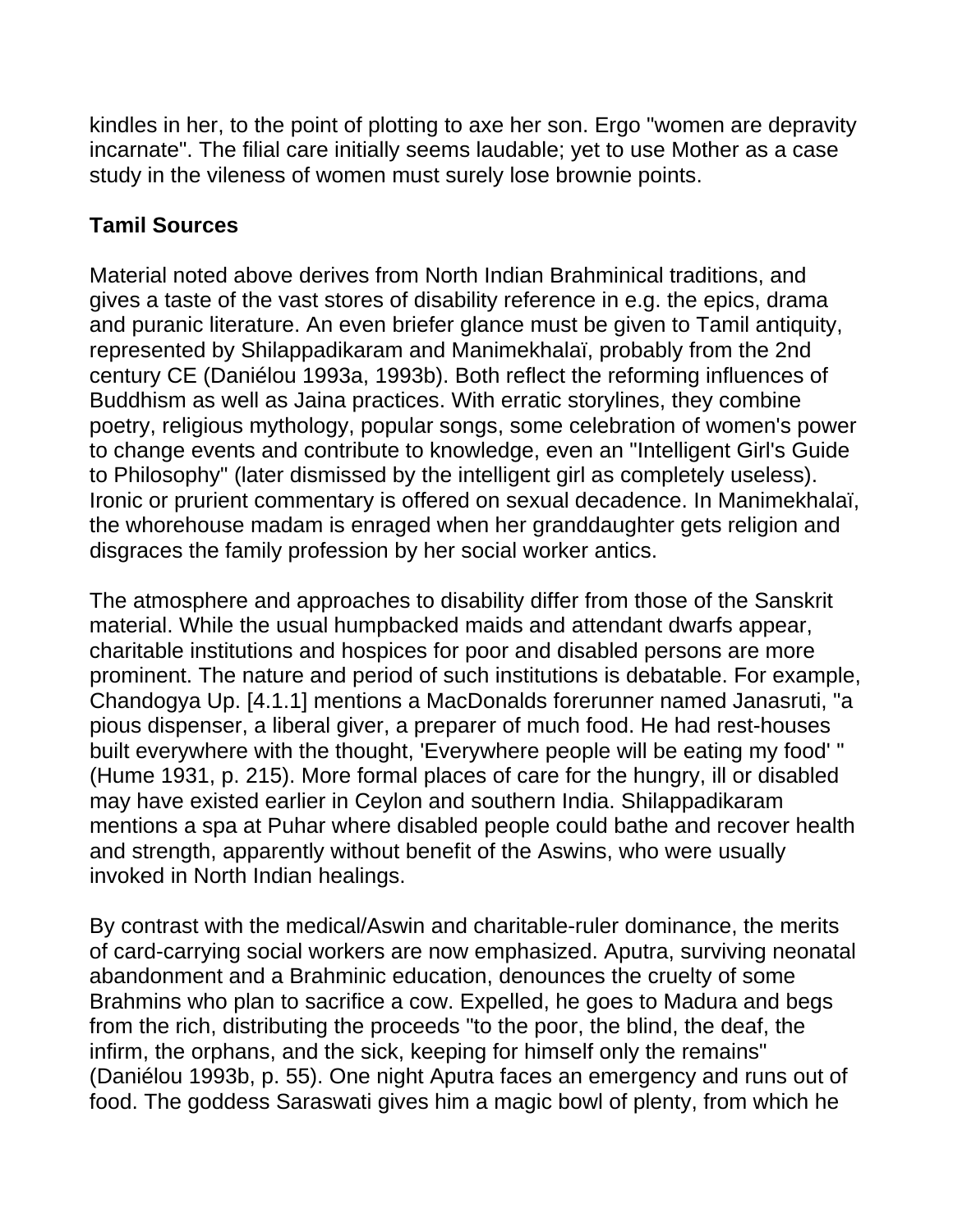kindles in her, to the point of plotting to axe her son. Ergo "women are depravity incarnate". The filial care initially seems laudable; yet to use Mother as a case study in the vileness of women must surely lose brownie points.

**Tamil Sources**

Material noted above derives from North Indian Brahminical traditions, and gives a taste of the vast stores of disability reference in e.g. the epics, drama and puranic literature. An even briefer glance must be given to Tamil antiquity, represented by Shilappadikaram and Manimekhalaï, probably from the 2nd century CE (Daniélou 1993a, 1993b). Both reflect the reforming influences of Buddhism as well as Jaina practices. With erratic storylines, they combine poetry, religious mythology, popular songs, some celebration of women's power to change events and contribute to knowledge, even an "Intelligent Girl's Guide to Philosophy" (later dismissed by the intelligent girl as completely useless). Ironic or prurient commentary is offered on sexual decadence. In Manimekhalaï, the whorehouse madam is enraged when her granddaughter gets religion and disgraces the family profession by her social worker antics.

The atmosphere and approaches to disability differ from those of the Sanskrit material. While the usual humpbacked maids and attendant dwarfs appear, charitable institutions and hospices for poor and disabled persons are more prominent. The nature and period of such institutions is debatable. For example, Chandogya Up. [4.1.1] mentions a MacDonalds forerunner named Janasruti, "a pious dispenser, a liberal giver, a preparer of much food. He had rest-houses built everywhere with the thought, 'Everywhere people will be eating my food' " (Hume 1931, p. 215). More formal places of care for the hungry, ill or disabled may have existed earlier in Ceylon and southern India. Shilappadikaram mentions a spa at Puhar where disabled people could bathe and recover health and strength, apparently without benefit of the Aswins, who were usually invoked in North Indian healings.

By contrast with the medical/Aswin and charitable-ruler dominance, the merits of card-carrying social workers are now emphasized. Aputra, surviving neonatal abandonment and a Brahminic education, denounces the cruelty of some Brahmins who plan to sacrifice a cow. Expelled, he goes to Madura and begs from the rich, distributing the proceeds "to the poor, the blind, the deaf, the infirm, the orphans, and the sick, keeping for himself only the remains" (Daniélou 1993b, p. 55). One night Aputra faces an emergency and runs out of food. The goddess Saraswati gives him a magic bowl of plenty, from which he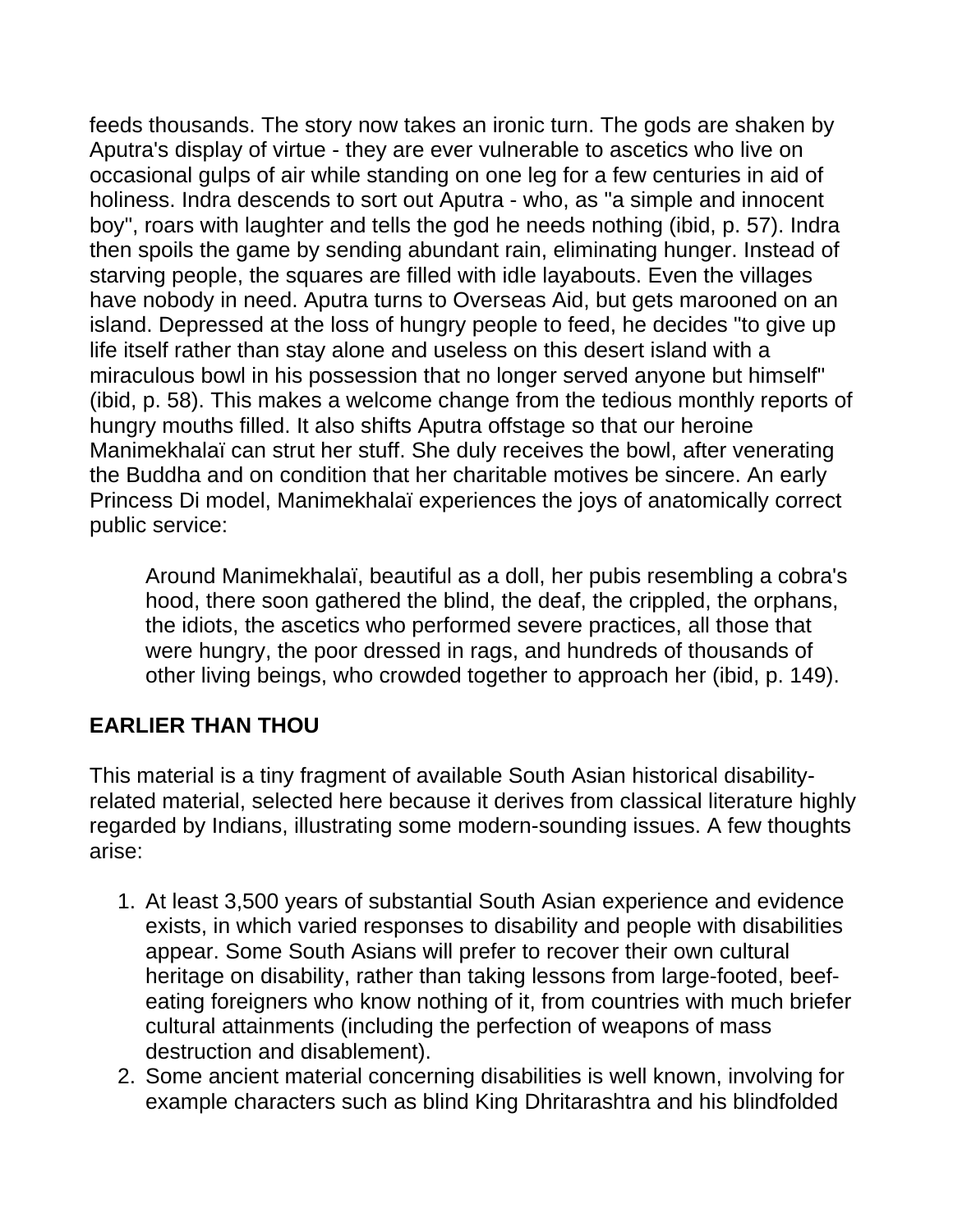feeds thousands. The story now takes an ironic turn. The gods are shaken by Aputra's display of virtue - they are ever vulnerable to ascetics who live on occasional gulps of air while standing on one leg for a few centuries in aid of holiness. Indra descends to sort out Aputra - who, as "a simple and innocent boy", roars with laughter and tells the god he needs nothing (ibid, p. 57). Indra then spoils the game by sending abundant rain, eliminating hunger. Instead of starving people, the squares are filled with idle layabouts. Even the villages have nobody in need. Aputra turns to Overseas Aid, but gets marooned on an island. Depressed at the loss of hungry people to feed, he decides "to give up life itself rather than stay alone and useless on this desert island with a miraculous bowl in his possession that no longer served anyone but himself" (ibid, p. 58). This makes a welcome change from the tedious monthly reports of hungry mouths filled. It also shifts Aputra offstage so that our heroine Manimekhalaï can strut her stuff. She duly receives the bowl, after venerating the Buddha and on condition that her charitable motives be sincere. An early Princess Di model, Manimekhalaï experiences the joys of anatomically correct public service:

> Around Manimekhalaï, beautiful as a doll, her pubis resembling a cobra's hood, there soon gathered the blind, the deaf, the crippled, the orphans, the idiots, the ascetics who performed severe practices, all those that were hungry, the poor dressed in rags, and hundreds of thousands of other living beings, who crowded together to approach her (ibid, p. 149).

## EARLIER THAN THOU

This material is a tiny fragment of available South Asian historical disability-related material, selected here because it derives from classical literature highly regarded by Indians, illustrating some modern-sounding issues. A few thoughts arise:

1. At least 3,500 years of substantial South Asian experience and evidence exists, in which varied responses to disability and people with disabilities appear. Some South Asians will prefer to recover their own cultural heritage on disability, rather than taking lessons from large-footed, beef-eating foreigners who know nothing of it, from countries with much briefer cultural attainments (including the perfection of weapons of mass destruction and disablement).
2. Some ancient material concerning disabilities is well known, involving for example characters such as blind King Dhritarashtra and his blindfolded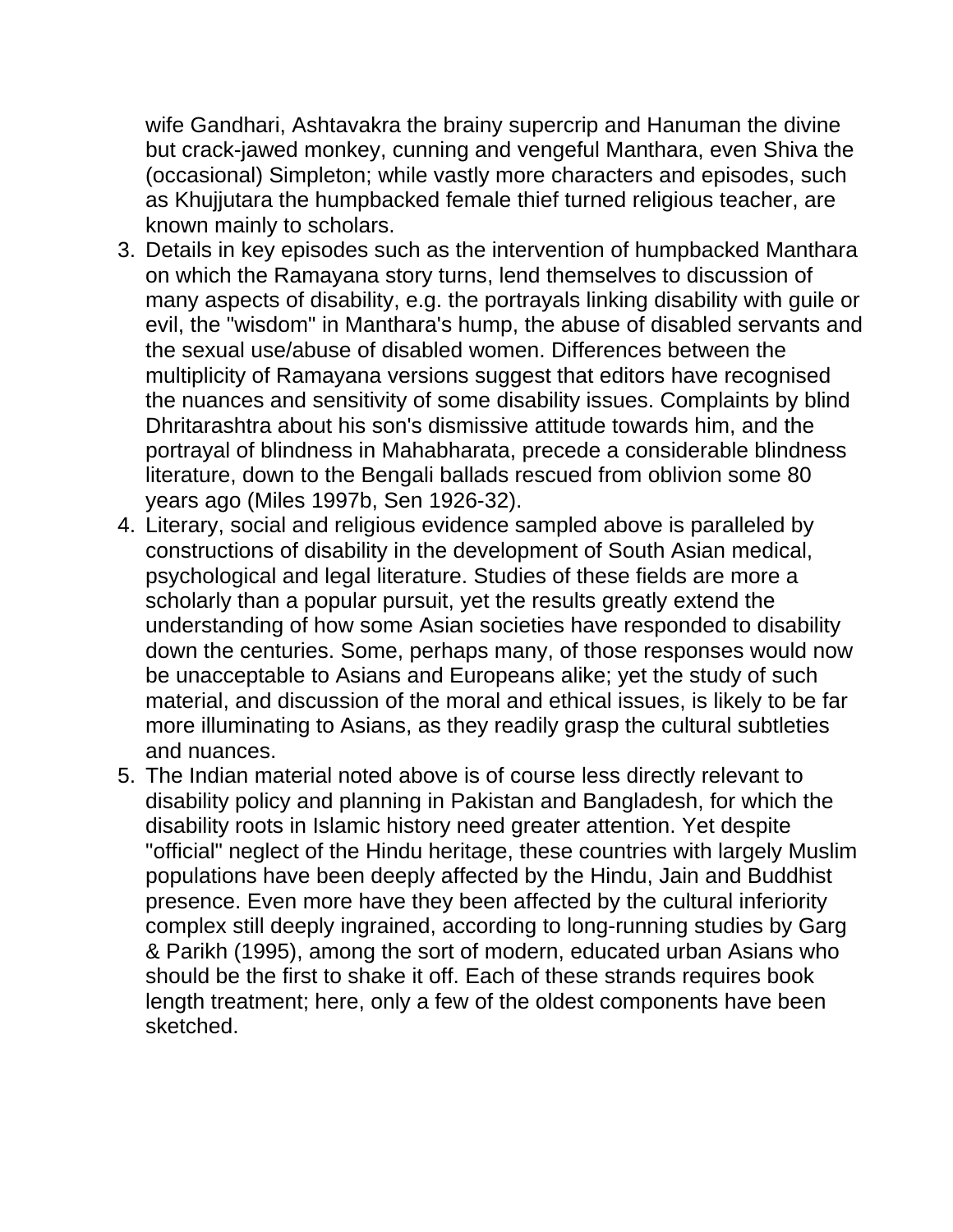wife Gandhari, Ashtavakra the brainy supercrip and Hanuman the divine but crack-jawed monkey, cunning and vengeful Manthara, even Shiva the (occasional) Simpleton; while vastly more characters and episodes, such as Khujjutara the humpbacked female thief turned religious teacher, are known mainly to scholars.

3. Details in key episodes such as the intervention of humpbacked Manthara on which the Ramayana story turns, lend themselves to discussion of many aspects of disability, e.g. the portrayals linking disability with guile or evil, the "wisdom" in Manthara's hump, the abuse of disabled servants and the sexual use/abuse of disabled women. Differences between the multiplicity of Ramayana versions suggest that editors have recognised the nuances and sensitivity of some disability issues. Complaints by blind Dhritarashtra about his son's dismissive attitude towards him, and the portrayal of blindness in Mahabharata, precede a considerable blindness literature, down to the Bengali ballads rescued from oblivion some 80 years ago (Miles 1997b, Sen 1926-32).
4. Literary, social and religious evidence sampled above is paralleled by constructions of disability in the development of South Asian medical, psychological and legal literature. Studies of these fields are more a scholarly than a popular pursuit, yet the results greatly extend the understanding of how some Asian societies have responded to disability down the centuries. Some, perhaps many, of those responses would now be unacceptable to Asians and Europeans alike; yet the study of such material, and discussion of the moral and ethical issues, is likely to be far more illuminating to Asians, as they readily grasp the cultural subtleties and nuances.
5. The Indian material noted above is of course less directly relevant to disability policy and planning in Pakistan and Bangladesh, for which the disability roots in Islamic history need greater attention. Yet despite "official" neglect of the Hindu heritage, these countries with largely Muslim populations have been deeply affected by the Hindu, Jain and Buddhist presence. Even more have they been affected by the cultural inferiority complex still deeply ingrained, according to long-running studies by Garg & Parikh (1995), among the sort of modern, educated urban Asians who should be the first to shake it off. Each of these strands requires book length treatment; here, only a few of the oldest components have been sketched.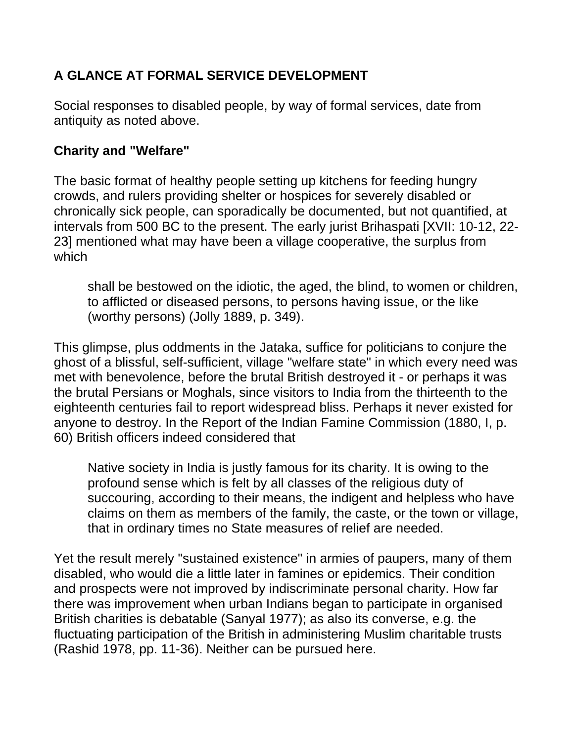## A GLANCE AT FORMAL SERVICE DEVELOPMENT

Social responses to disabled people, by way of formal services, date from antiquity as noted above.

### Charity and "Welfare"

The basic format of healthy people setting up kitchens for feeding hungry crowds, and rulers providing shelter or hospices for severely disabled or chronically sick people, can sporadically be documented, but not quantified, at intervals from 500 BC to the present. The early jurist Brihaspati [XVII: 10-12, 22-23] mentioned what may have been a village cooperative, the surplus from which

> shall be bestowed on the idiotic, the aged, the blind, to women or children, to afflicted or diseased persons, to persons having issue, or the like (worthy persons) (Jolly 1889, p. 349).

This glimpse, plus oddments in the Jataka, suffice for politicians to conjure the ghost of a blissful, self-sufficient, village "welfare state" in which every need was met with benevolence, before the brutal British destroyed it - or perhaps it was the brutal Persians or Moghals, since visitors to India from the thirteenth to the eighteenth centuries fail to report widespread bliss. Perhaps it never existed for anyone to destroy. In the Report of the Indian Famine Commission (1880, I, p. 60) British officers indeed considered that

> Native society in India is justly famous for its charity. It is owing to the profound sense which is felt by all classes of the religious duty of succouring, according to their means, the indigent and helpless who have claims on them as members of the family, the caste, or the town or village, that in ordinary times no State measures of relief are needed.

Yet the result merely "sustained existence" in armies of paupers, many of them disabled, who would die a little later in famines or epidemics. Their condition and prospects were not improved by indiscriminate personal charity. How far there was improvement when urban Indians began to participate in organised British charities is debatable (Sanyal 1977); as also its converse, e.g. the fluctuating participation of the British in administering Muslim charitable trusts (Rashid 1978, pp. 11-36). Neither can be pursued here.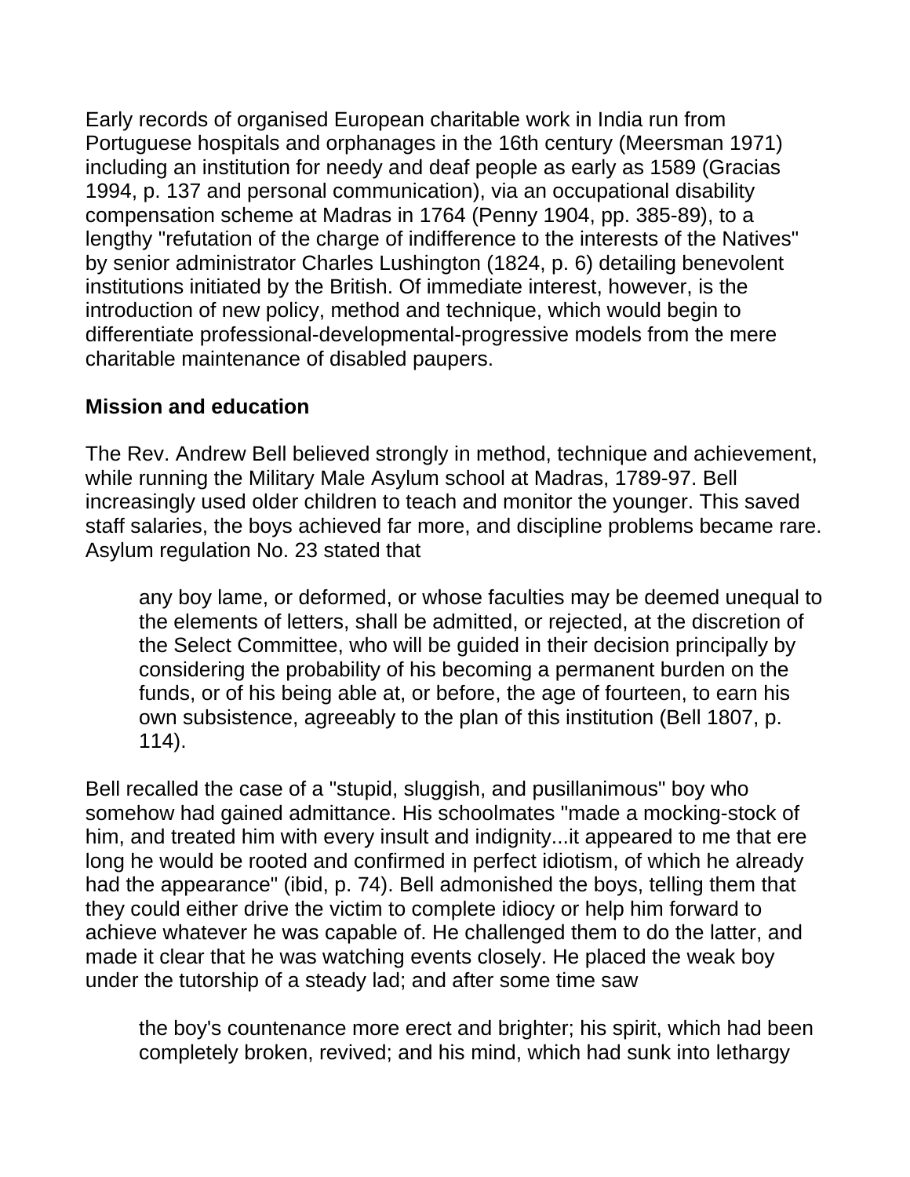Early records of organised European charitable work in India run from Portuguese hospitals and orphanages in the 16th century (Meersman 1971) including an institution for needy and deaf people as early as 1589 (Gracias 1994, p. 137 and personal communication), via an occupational disability compensation scheme at Madras in 1764 (Penny 1904, pp. 385-89), to a lengthy "refutation of the charge of indifference to the interests of the Natives" by senior administrator Charles Lushington (1824, p. 6) detailing benevolent institutions initiated by the British. Of immediate interest, however, is the introduction of new policy, method and technique, which would begin to differentiate professional-developmental-progressive models from the mere charitable maintenance of disabled paupers.

**Mission and education**

The Rev. Andrew Bell believed strongly in method, technique and achievement, while running the Military Male Asylum school at Madras, 1789-97. Bell increasingly used older children to teach and monitor the younger. This saved staff salaries, the boys achieved far more, and discipline problems became rare. Asylum regulation No. 23 stated that

> any boy lame, or deformed, or whose faculties may be deemed unequal to the elements of letters, shall be admitted, or rejected, at the discretion of the Select Committee, who will be guided in their decision principally by considering the probability of his becoming a permanent burden on the funds, or of his being able at, or before, the age of fourteen, to earn his own subsistence, agreeably to the plan of this institution (Bell 1807, p. 114).

Bell recalled the case of a "stupid, sluggish, and pusillanimous" boy who somehow had gained admittance. His schoolmates "made a mocking-stock of him, and treated him with every insult and indignity...it appeared to me that ere long he would be rooted and confirmed in perfect idiotism, of which he already had the appearance" (ibid, p. 74). Bell admonished the boys, telling them that they could either drive the victim to complete idiocy or help him forward to achieve whatever he was capable of. He challenged them to do the latter, and made it clear that he was watching events closely. He placed the weak boy under the tutorship of a steady lad; and after some time saw

> the boy's countenance more erect and brighter; his spirit, which had been completely broken, revived; and his mind, which had sunk into lethargy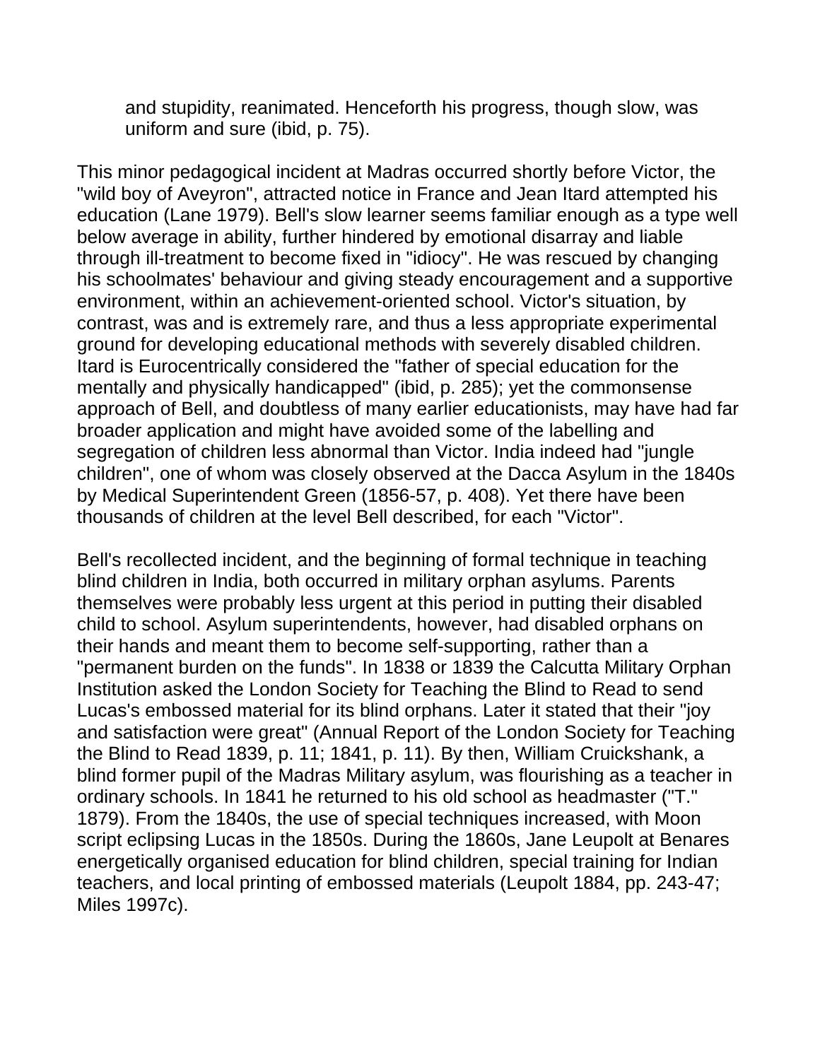> and stupidity, reanimated. Henceforth his progress, though slow, was uniform and sure (ibid, p. 75).

This minor pedagogical incident at Madras occurred shortly before Victor, the "wild boy of Aveyron", attracted notice in France and Jean Itard attempted his education (Lane 1979). Bell's slow learner seems familiar enough as a type well below average in ability, further hindered by emotional disarray and liable through ill-treatment to become fixed in "idiocy". He was rescued by changing his schoolmates' behaviour and giving steady encouragement and a supportive environment, within an achievement-oriented school. Victor's situation, by contrast, was and is extremely rare, and thus a less appropriate experimental ground for developing educational methods with severely disabled children. Itard is Eurocentrically considered the "father of special education for the mentally and physically handicapped" (ibid, p. 285); yet the commonsense approach of Bell, and doubtless of many earlier educationists, may have had far broader application and might have avoided some of the labelling and segregation of children less abnormal than Victor. India indeed had "jungle children", one of whom was closely observed at the Dacca Asylum in the 1840s by Medical Superintendent Green (1856-57, p. 408). Yet there have been thousands of children at the level Bell described, for each "Victor".

Bell's recollected incident, and the beginning of formal technique in teaching blind children in India, both occurred in military orphan asylums. Parents themselves were probably less urgent at this period in putting their disabled child to school. Asylum superintendents, however, had disabled orphans on their hands and meant them to become self-supporting, rather than a "permanent burden on the funds". In 1838 or 1839 the Calcutta Military Orphan Institution asked the London Society for Teaching the Blind to Read to send Lucas's embossed material for its blind orphans. Later it stated that their "joy and satisfaction were great" (Annual Report of the London Society for Teaching the Blind to Read 1839, p. 11; 1841, p. 11). By then, William Cruickshank, a blind former pupil of the Madras Military asylum, was flourishing as a teacher in ordinary schools. In 1841 he returned to his old school as headmaster ("T." 1879). From the 1840s, the use of special techniques increased, with Moon script eclipsing Lucas in the 1850s. During the 1860s, Jane Leupolt at Benares energetically organised education for blind children, special training for Indian teachers, and local printing of embossed materials (Leupolt 1884, pp. 243-47; Miles 1997c).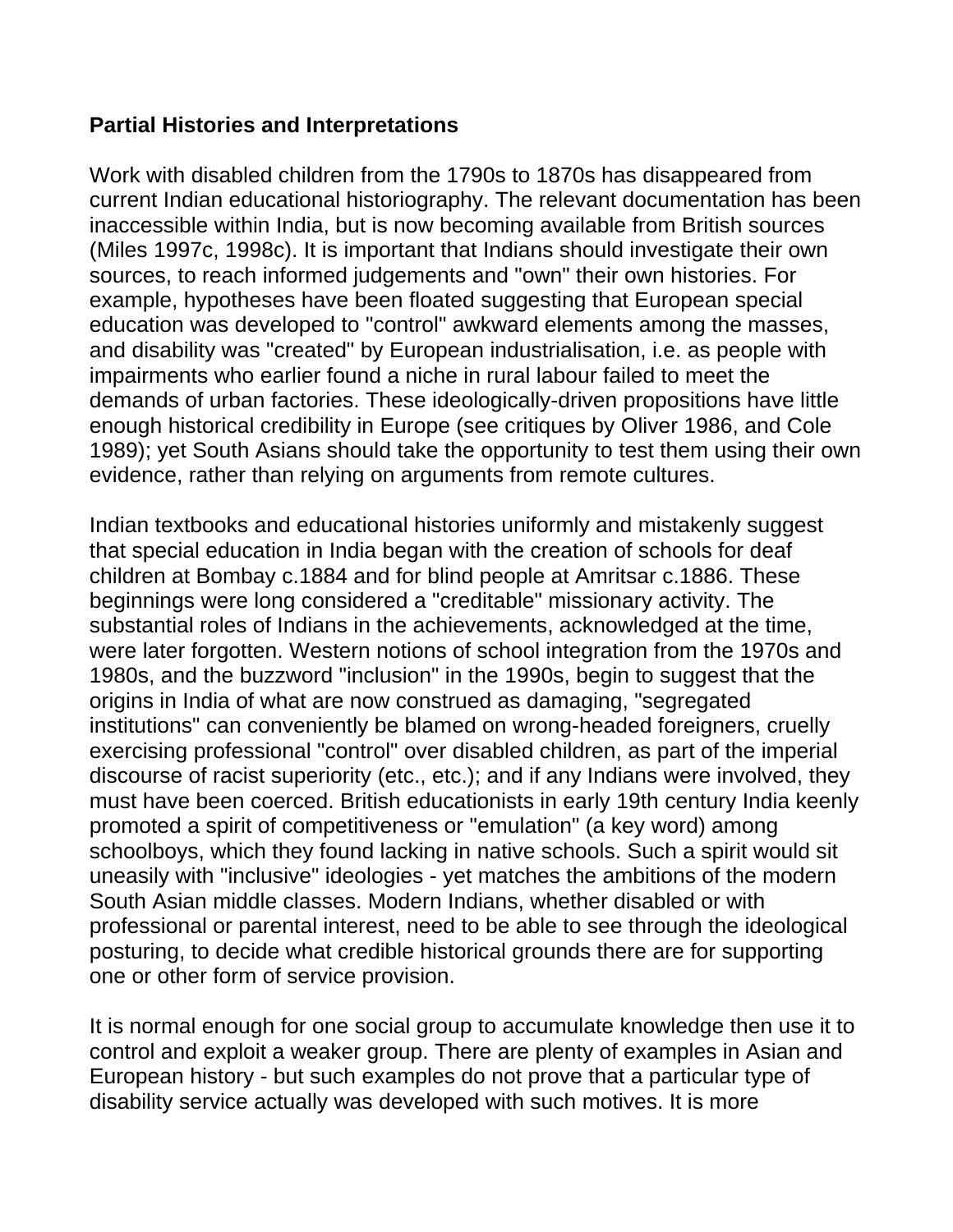**Partial Histories and Interpretations**

Work with disabled children from the 1790s to 1870s has disappeared from current Indian educational historiography. The relevant documentation has been inaccessible within India, but is now becoming available from British sources (Miles 1997c, 1998c). It is important that Indians should investigate their own sources, to reach informed judgements and "own" their own histories. For example, hypotheses have been floated suggesting that European special education was developed to "control" awkward elements among the masses, and disability was "created" by European industrialisation, i.e. as people with impairments who earlier found a niche in rural labour failed to meet the demands of urban factories. These ideologically-driven propositions have little enough historical credibility in Europe (see critiques by Oliver 1986, and Cole 1989); yet South Asians should take the opportunity to test them using their own evidence, rather than relying on arguments from remote cultures.

Indian textbooks and educational histories uniformly and mistakenly suggest that special education in India began with the creation of schools for deaf children at Bombay c.1884 and for blind people at Amritsar c.1886. These beginnings were long considered a "creditable" missionary activity. The substantial roles of Indians in the achievements, acknowledged at the time, were later forgotten. Western notions of school integration from the 1970s and 1980s, and the buzzword "inclusion" in the 1990s, begin to suggest that the origins in India of what are now construed as damaging, "segregated institutions" can conveniently be blamed on wrong-headed foreigners, cruelly exercising professional "control" over disabled children, as part of the imperial discourse of racist superiority (etc., etc.); and if any Indians were involved, they must have been coerced. British educationists in early 19th century India keenly promoted a spirit of competitiveness or "emulation" (a key word) among schoolboys, which they found lacking in native schools. Such a spirit would sit uneasily with "inclusive" ideologies - yet matches the ambitions of the modern South Asian middle classes. Modern Indians, whether disabled or with professional or parental interest, need to be able to see through the ideological posturing, to decide what credible historical grounds there are for supporting one or other form of service provision.

It is normal enough for one social group to accumulate knowledge then use it to control and exploit a weaker group. There are plenty of examples in Asian and European history - but such examples do not prove that a particular type of disability service actually was developed with such motives. It is more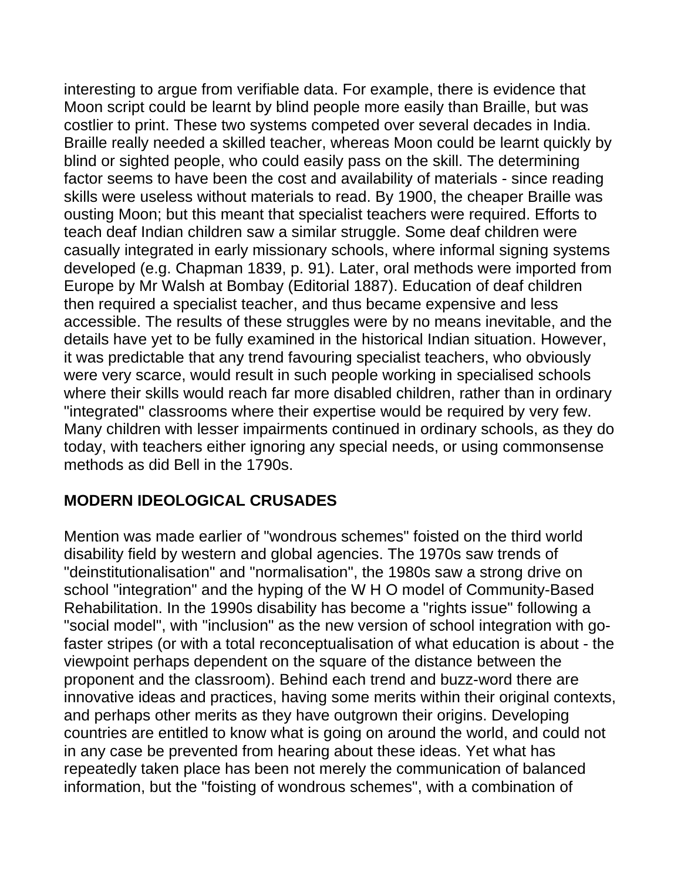interesting to argue from verifiable data. For example, there is evidence that Moon script could be learnt by blind people more easily than Braille, but was costlier to print. These two systems competed over several decades in India. Braille really needed a skilled teacher, whereas Moon could be learnt quickly by blind or sighted people, who could easily pass on the skill. The determining factor seems to have been the cost and availability of materials - since reading skills were useless without materials to read. By 1900, the cheaper Braille was ousting Moon; but this meant that specialist teachers were required. Efforts to teach deaf Indian children saw a similar struggle. Some deaf children were casually integrated in early missionary schools, where informal signing systems developed (e.g. Chapman 1839, p. 91). Later, oral methods were imported from Europe by Mr Walsh at Bombay (Editorial 1887). Education of deaf children then required a specialist teacher, and thus became expensive and less accessible. The results of these struggles were by no means inevitable, and the details have yet to be fully examined in the historical Indian situation. However, it was predictable that any trend favouring specialist teachers, who obviously were very scarce, would result in such people working in specialised schools where their skills would reach far more disabled children, rather than in ordinary "integrated" classrooms where their expertise would be required by very few. Many children with lesser impairments continued in ordinary schools, as they do today, with teachers either ignoring any special needs, or using commonsense methods as did Bell in the 1790s.

## MODERN IDEOLOGICAL CRUSADES

Mention was made earlier of "wondrous schemes" foisted on the third world disability field by western and global agencies. The 1970s saw trends of "deinstitutionalisation" and "normalisation", the 1980s saw a strong drive on school "integration" and the hyping of the W H O model of Community-Based Rehabilitation. In the 1990s disability has become a "rights issue" following a "social model", with "inclusion" as the new version of school integration with go-faster stripes (or with a total reconceptualisation of what education is about - the viewpoint perhaps dependent on the square of the distance between the proponent and the classroom). Behind each trend and buzz-word there are innovative ideas and practices, having some merits within their original contexts, and perhaps other merits as they have outgrown their origins. Developing countries are entitled to know what is going on around the world, and could not in any case be prevented from hearing about these ideas. Yet what has repeatedly taken place has been not merely the communication of balanced information, but the "foisting of wondrous schemes", with a combination of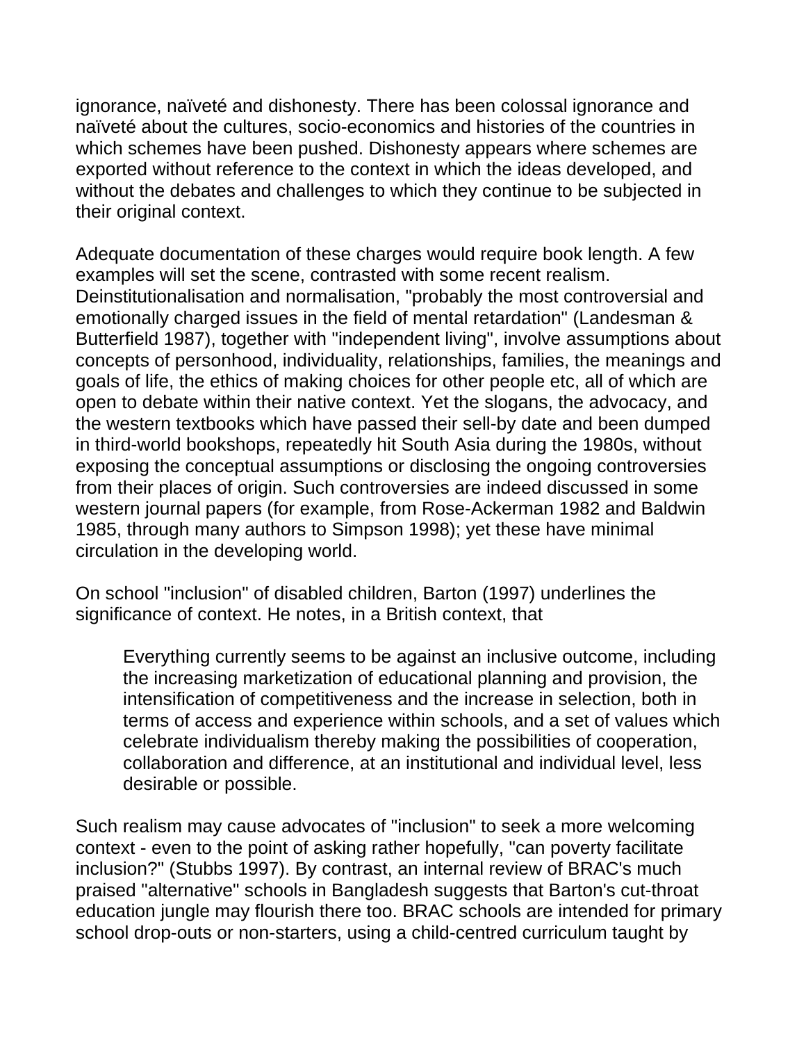ignorance, naïveté and dishonesty. There has been colossal ignorance and naïveté about the cultures, socio-economics and histories of the countries in which schemes have been pushed. Dishonesty appears where schemes are exported without reference to the context in which the ideas developed, and without the debates and challenges to which they continue to be subjected in their original context.

Adequate documentation of these charges would require book length. A few examples will set the scene, contrasted with some recent realism. Deinstitutionalisation and normalisation, "probably the most controversial and emotionally charged issues in the field of mental retardation" (Landesman & Butterfield 1987), together with "independent living", involve assumptions about concepts of personhood, individuality, relationships, families, the meanings and goals of life, the ethics of making choices for other people etc, all of which are open to debate within their native context. Yet the slogans, the advocacy, and the western textbooks which have passed their sell-by date and been dumped in third-world bookshops, repeatedly hit South Asia during the 1980s, without exposing the conceptual assumptions or disclosing the ongoing controversies from their places of origin. Such controversies are indeed discussed in some western journal papers (for example, from Rose-Ackerman 1982 and Baldwin 1985, through many authors to Simpson 1998); yet these have minimal circulation in the developing world.

On school "inclusion" of disabled children, Barton (1997) underlines the significance of context. He notes, in a British context, that

> Everything currently seems to be against an inclusive outcome, including the increasing marketization of educational planning and provision, the intensification of competitiveness and the increase in selection, both in terms of access and experience within schools, and a set of values which celebrate individualism thereby making the possibilities of cooperation, collaboration and difference, at an institutional and individual level, less desirable or possible.

Such realism may cause advocates of "inclusion" to seek a more welcoming context - even to the point of asking rather hopefully, "can poverty facilitate inclusion?" (Stubbs 1997). By contrast, an internal review of BRAC's much praised "alternative" schools in Bangladesh suggests that Barton's cut-throat education jungle may flourish there too. BRAC schools are intended for primary school drop-outs or non-starters, using a child-centred curriculum taught by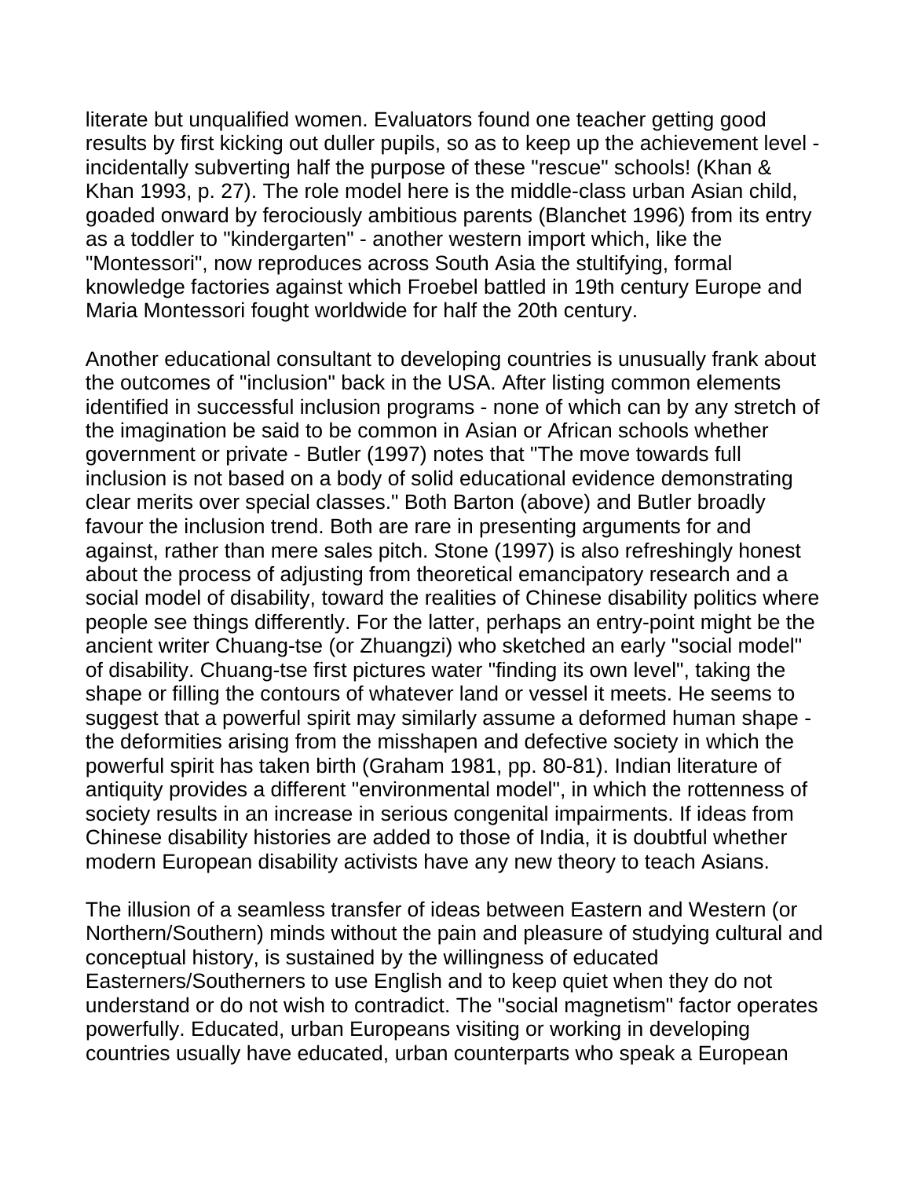literate but unqualified women. Evaluators found one teacher getting good results by first kicking out duller pupils, so as to keep up the achievement level - incidentally subverting half the purpose of these "rescue" schools! (Khan & Khan 1993, p. 27). The role model here is the middle-class urban Asian child, goaded onward by ferociously ambitious parents (Blanchet 1996) from its entry as a toddler to "kindergarten" - another western import which, like the "Montessori", now reproduces across South Asia the stultifying, formal knowledge factories against which Froebel battled in 19th century Europe and Maria Montessori fought worldwide for half the 20th century.

Another educational consultant to developing countries is unusually frank about the outcomes of "inclusion" back in the USA. After listing common elements identified in successful inclusion programs - none of which can by any stretch of the imagination be said to be common in Asian or African schools whether government or private - Butler (1997) notes that "The move towards full inclusion is not based on a body of solid educational evidence demonstrating clear merits over special classes." Both Barton (above) and Butler broadly favour the inclusion trend. Both are rare in presenting arguments for and against, rather than mere sales pitch. Stone (1997) is also refreshingly honest about the process of adjusting from theoretical emancipatory research and a social model of disability, toward the realities of Chinese disability politics where people see things differently. For the latter, perhaps an entry-point might be the ancient writer Chuang-tse (or Zhuangzi) who sketched an early "social model" of disability. Chuang-tse first pictures water "finding its own level", taking the shape or filling the contours of whatever land or vessel it meets. He seems to suggest that a powerful spirit may similarly assume a deformed human shape - the deformities arising from the misshapen and defective society in which the powerful spirit has taken birth (Graham 1981, pp. 80-81). Indian literature of antiquity provides a different "environmental model", in which the rottenness of society results in an increase in serious congenital impairments. If ideas from Chinese disability histories are added to those of India, it is doubtful whether modern European disability activists have any new theory to teach Asians.

The illusion of a seamless transfer of ideas between Eastern and Western (or Northern/Southern) minds without the pain and pleasure of studying cultural and conceptual history, is sustained by the willingness of educated Easterners/Southerners to use English and to keep quiet when they do not understand or do not wish to contradict. The "social magnetism" factor operates powerfully. Educated, urban Europeans visiting or working in developing countries usually have educated, urban counterparts who speak a European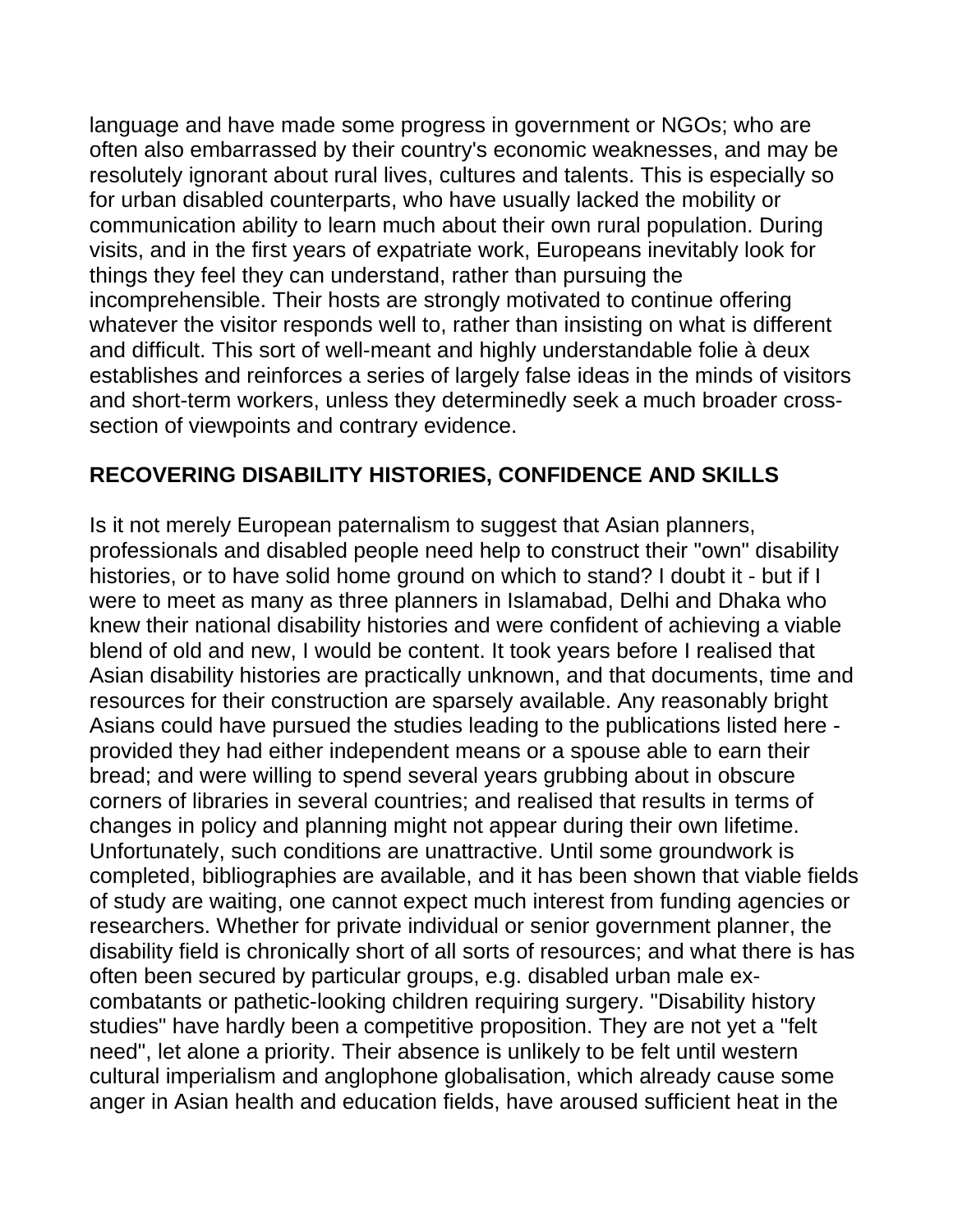language and have made some progress in government or NGOs; who are often also embarrassed by their country's economic weaknesses, and may be resolutely ignorant about rural lives, cultures and talents. This is especially so for urban disabled counterparts, who have usually lacked the mobility or communication ability to learn much about their own rural population. During visits, and in the first years of expatriate work, Europeans inevitably look for things they feel they can understand, rather than pursuing the incomprehensible. Their hosts are strongly motivated to continue offering whatever the visitor responds well to, rather than insisting on what is different and difficult. This sort of well-meant and highly understandable folie à deux establishes and reinforces a series of largely false ideas in the minds of visitors and short-term workers, unless they determinedly seek a much broader cross-section of viewpoints and contrary evidence.

## RECOVERING DISABILITY HISTORIES, CONFIDENCE AND SKILLS

Is it not merely European paternalism to suggest that Asian planners, professionals and disabled people need help to construct their "own" disability histories, or to have solid home ground on which to stand? I doubt it - but if I were to meet as many as three planners in Islamabad, Delhi and Dhaka who knew their national disability histories and were confident of achieving a viable blend of old and new, I would be content. It took years before I realised that Asian disability histories are practically unknown, and that documents, time and resources for their construction are sparsely available. Any reasonably bright Asians could have pursued the studies leading to the publications listed here - provided they had either independent means or a spouse able to earn their bread; and were willing to spend several years grubbing about in obscure corners of libraries in several countries; and realised that results in terms of changes in policy and planning might not appear during their own lifetime. Unfortunately, such conditions are unattractive. Until some groundwork is completed, bibliographies are available, and it has been shown that viable fields of study are waiting, one cannot expect much interest from funding agencies or researchers. Whether for private individual or senior government planner, the disability field is chronically short of all sorts of resources; and what there is has often been secured by particular groups, e.g. disabled urban male ex-combatants or pathetic-looking children requiring surgery. "Disability history studies" have hardly been a competitive proposition. They are not yet a "felt need", let alone a priority. Their absence is unlikely to be felt until western cultural imperialism and anglophone globalisation, which already cause some anger in Asian health and education fields, have aroused sufficient heat in the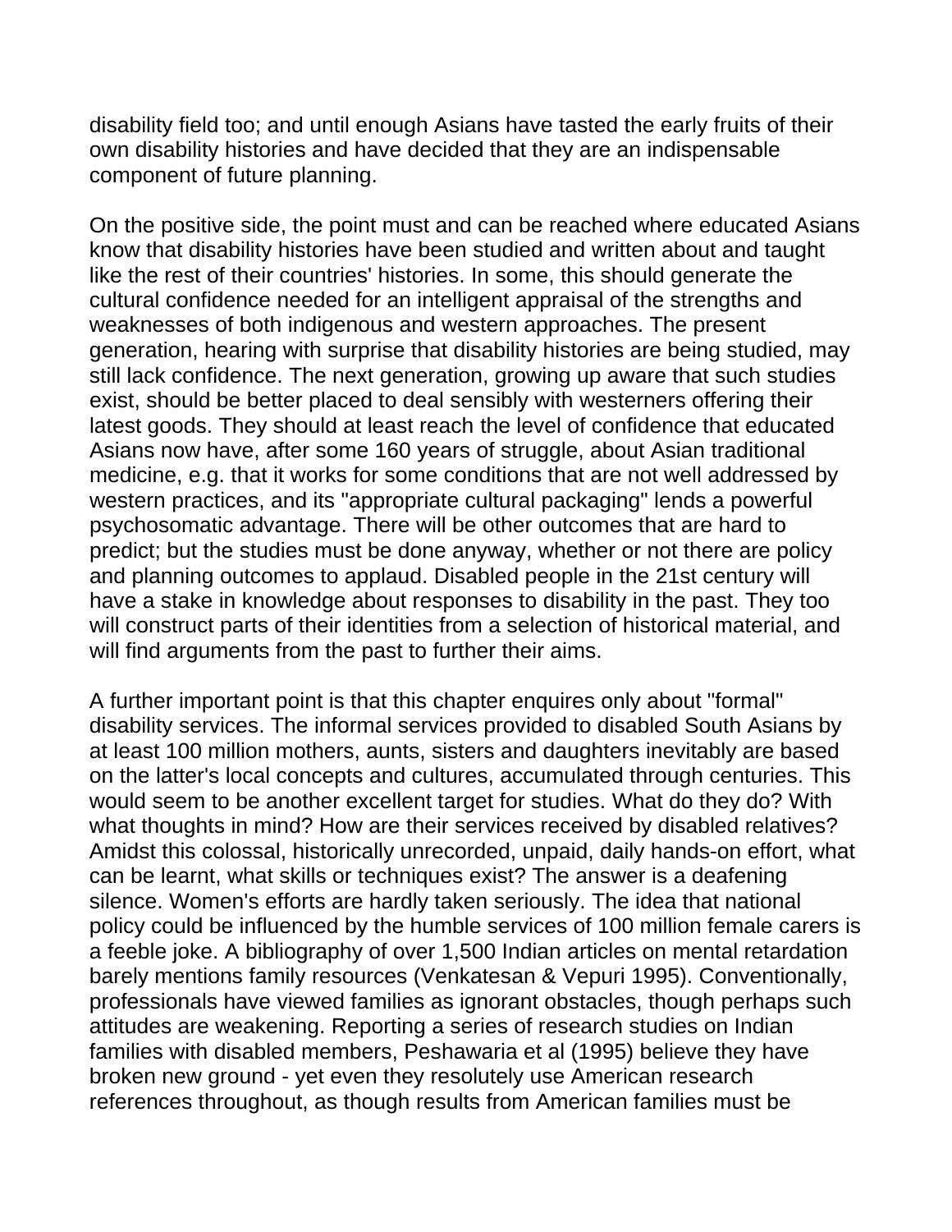disability field too; and until enough Asians have tasted the early fruits of their own disability histories and have decided that they are an indispensable component of future planning.

On the positive side, the point must and can be reached where educated Asians know that disability histories have been studied and written about and taught like the rest of their countries' histories. In some, this should generate the cultural confidence needed for an intelligent appraisal of the strengths and weaknesses of both indigenous and western approaches. The present generation, hearing with surprise that disability histories are being studied, may still lack confidence. The next generation, growing up aware that such studies exist, should be better placed to deal sensibly with westerners offering their latest goods. They should at least reach the level of confidence that educated Asians now have, after some 160 years of struggle, about Asian traditional medicine, e.g. that it works for some conditions that are not well addressed by western practices, and its "appropriate cultural packaging" lends a powerful psychosomatic advantage. There will be other outcomes that are hard to predict; but the studies must be done anyway, whether or not there are policy and planning outcomes to applaud. Disabled people in the 21st century will have a stake in knowledge about responses to disability in the past. They too will construct parts of their identities from a selection of historical material, and will find arguments from the past to further their aims.

A further important point is that this chapter enquires only about "formal" disability services. The informal services provided to disabled South Asians by at least 100 million mothers, aunts, sisters and daughters inevitably are based on the latter's local concepts and cultures, accumulated through centuries. This would seem to be another excellent target for studies. What do they do? With what thoughts in mind? How are their services received by disabled relatives? Amidst this colossal, historically unrecorded, unpaid, daily hands-on effort, what can be learnt, what skills or techniques exist? The answer is a deafening silence. Women's efforts are hardly taken seriously. The idea that national policy could be influenced by the humble services of 100 million female carers is a feeble joke. A bibliography of over 1,500 Indian articles on mental retardation barely mentions family resources (Venkatesan & Vepuri 1995). Conventionally, professionals have viewed families as ignorant obstacles, though perhaps such attitudes are weakening. Reporting a series of research studies on Indian families with disabled members, Peshawaria et al (1995) believe they have broken new ground - yet even they resolutely use American research references throughout, as though results from American families must be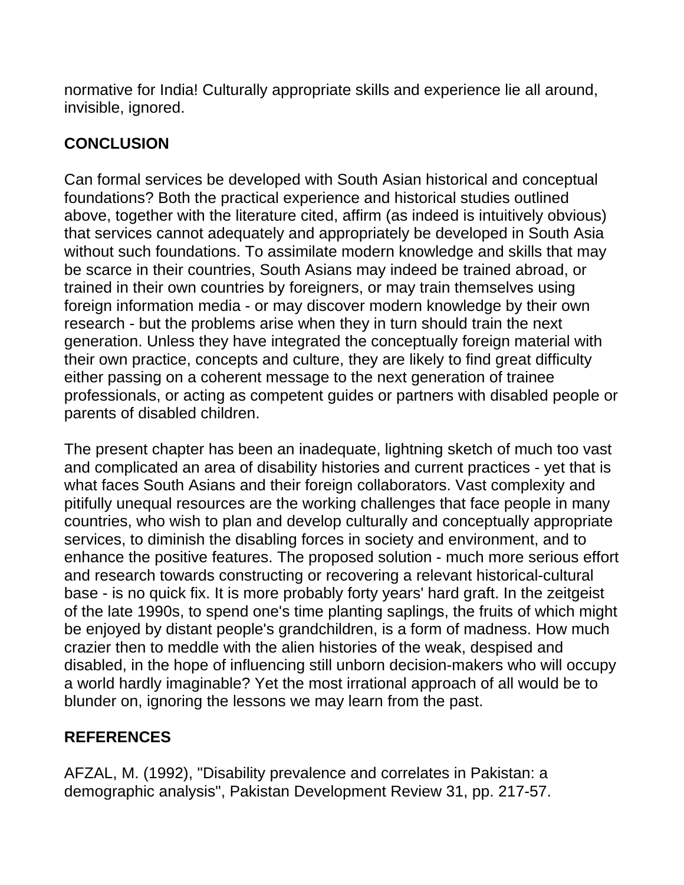normative for India! Culturally appropriate skills and experience lie all around, invisible, ignored.

## CONCLUSION

Can formal services be developed with South Asian historical and conceptual foundations? Both the practical experience and historical studies outlined above, together with the literature cited, affirm (as indeed is intuitively obvious) that services cannot adequately and appropriately be developed in South Asia without such foundations. To assimilate modern knowledge and skills that may be scarce in their countries, South Asians may indeed be trained abroad, or trained in their own countries by foreigners, or may train themselves using foreign information media - or may discover modern knowledge by their own research - but the problems arise when they in turn should train the next generation. Unless they have integrated the conceptually foreign material with their own practice, concepts and culture, they are likely to find great difficulty either passing on a coherent message to the next generation of trainee professionals, or acting as competent guides or partners with disabled people or parents of disabled children.

The present chapter has been an inadequate, lightning sketch of much too vast and complicated an area of disability histories and current practices - yet that is what faces South Asians and their foreign collaborators. Vast complexity and pitifully unequal resources are the working challenges that face people in many countries, who wish to plan and develop culturally and conceptually appropriate services, to diminish the disabling forces in society and environment, and to enhance the positive features. The proposed solution - much more serious effort and research towards constructing or recovering a relevant historical-cultural base - is no quick fix. It is more probably forty years' hard graft. In the zeitgeist of the late 1990s, to spend one's time planting saplings, the fruits of which might be enjoyed by distant people's grandchildren, is a form of madness. How much crazier then to meddle with the alien histories of the weak, despised and disabled, in the hope of influencing still unborn decision-makers who will occupy a world hardly imaginable? Yet the most irrational approach of all would be to blunder on, ignoring the lessons we may learn from the past.

## REFERENCES

AFZAL, M. (1992), "Disability prevalence and correlates in Pakistan: a demographic analysis", Pakistan Development Review 31, pp. 217-57.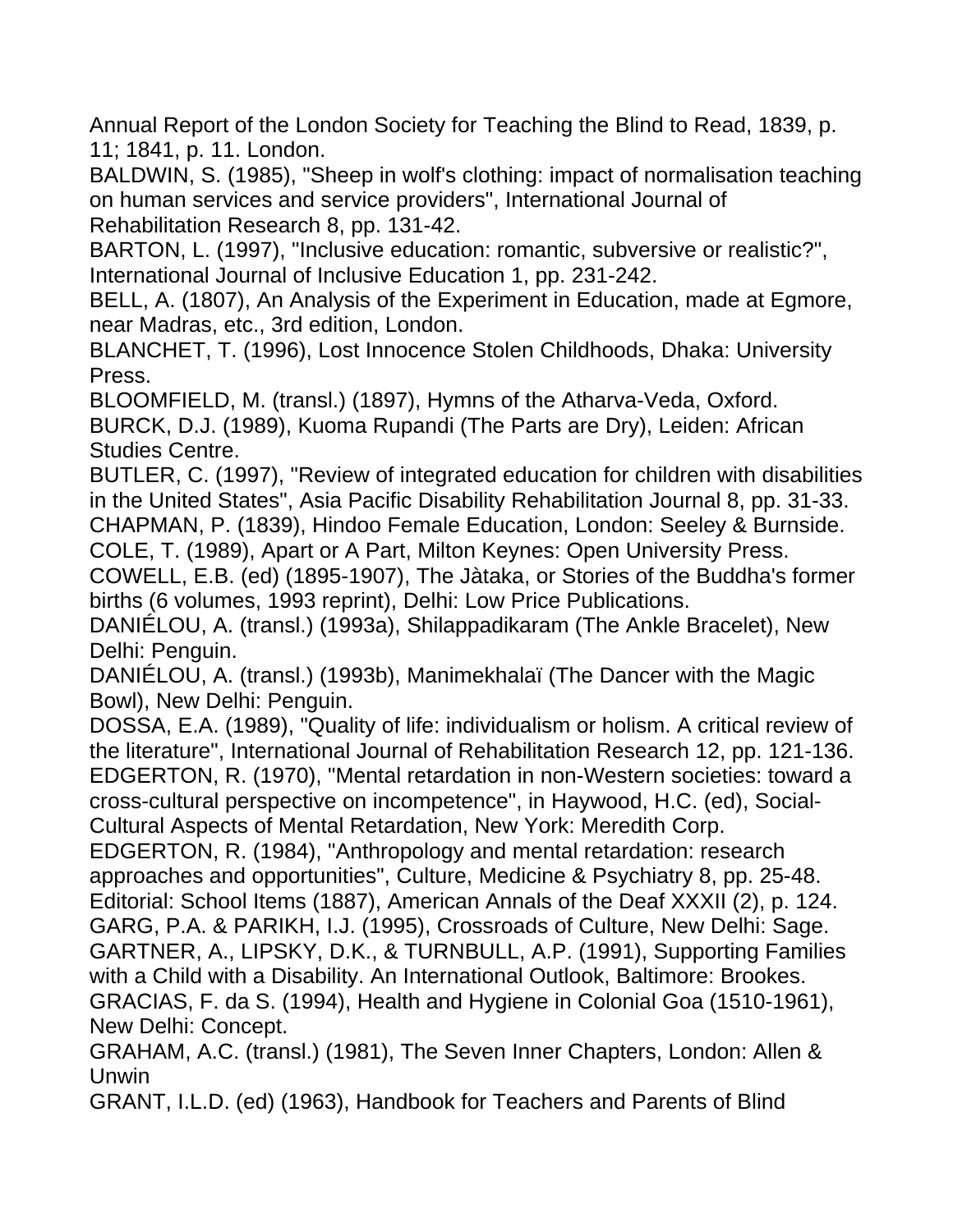Annual Report of the London Society for Teaching the Blind to Read, 1839, p. 11; 1841, p. 11. London.

BALDWIN, S. (1985), "Sheep in wolf's clothing: impact of normalisation teaching on human services and service providers", International Journal of Rehabilitation Research 8, pp. 131-42.

BARTON, L. (1997), "Inclusive education: romantic, subversive or realistic?", International Journal of Inclusive Education 1, pp. 231-242.

BELL, A. (1807), An Analysis of the Experiment in Education, made at Egmore, near Madras, etc., 3rd edition, London.

BLANCHET, T. (1996), Lost Innocence Stolen Childhoods, Dhaka: University Press.

BLOOMFIELD, M. (transl.) (1897), Hymns of the Atharva-Veda, Oxford.

BURCK, D.J. (1989), Kuoma Rupandi (The Parts are Dry), Leiden: African Studies Centre.

BUTLER, C. (1997), "Review of integrated education for children with disabilities in the United States", Asia Pacific Disability Rehabilitation Journal 8, pp. 31-33.

CHAPMAN, P. (1839), Hindoo Female Education, London: Seeley & Burnside.

COLE, T. (1989), Apart or A Part, Milton Keynes: Open University Press.

COWELL, E.B. (ed) (1895-1907), The Jàtaka, or Stories of the Buddha's former births (6 volumes, 1993 reprint), Delhi: Low Price Publications.

DANIÉLOU, A. (transl.) (1993a), Shilappadikaram (The Ankle Bracelet), New Delhi: Penguin.

DANIÉLOU, A. (transl.) (1993b), Manimekhalaï (The Dancer with the Magic Bowl), New Delhi: Penguin.

DOSSA, E.A. (1989), "Quality of life: individualism or holism. A critical review of the literature", International Journal of Rehabilitation Research 12, pp. 121-136.

EDGERTON, R. (1970), "Mental retardation in non-Western societies: toward a cross-cultural perspective on incompetence", in Haywood, H.C. (ed), Social-Cultural Aspects of Mental Retardation, New York: Meredith Corp.

EDGERTON, R. (1984), "Anthropology and mental retardation: research approaches and opportunities", Culture, Medicine & Psychiatry 8, pp. 25-48.

Editorial: School Items (1887), American Annals of the Deaf XXXII (2), p. 124.

GARG, P.A. & PARIKH, I.J. (1995), Crossroads of Culture, New Delhi: Sage.

GARTNER, A., LIPSKY, D.K., & TURNBULL, A.P. (1991), Supporting Families with a Child with a Disability. An International Outlook, Baltimore: Brookes.

GRACIAS, F. da S. (1994), Health and Hygiene in Colonial Goa (1510-1961), New Delhi: Concept.

GRAHAM, A.C. (transl.) (1981), The Seven Inner Chapters, London: Allen & Unwin

GRANT, I.L.D. (ed) (1963), Handbook for Teachers and Parents of Blind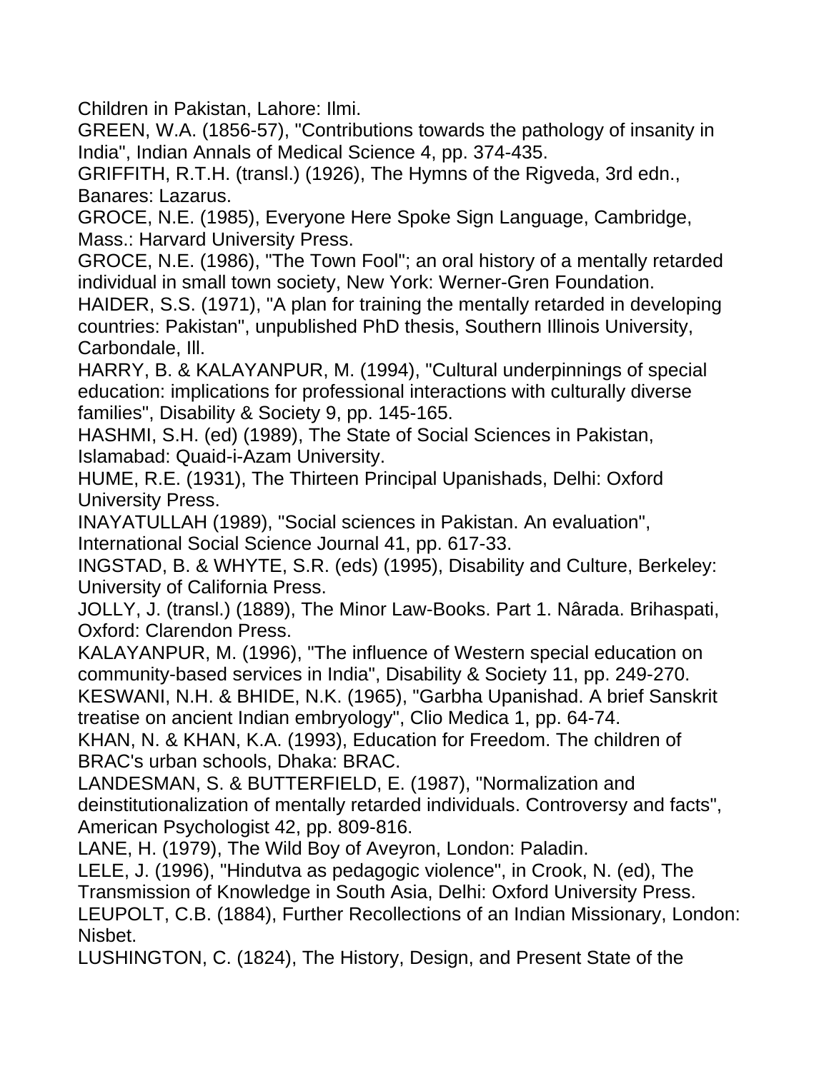Children in Pakistan, Lahore: Ilmi.

GREEN, W.A. (1856-57), "Contributions towards the pathology of insanity in India", Indian Annals of Medical Science 4, pp. 374-435.

GRIFFITH, R.T.H. (transl.) (1926), The Hymns of the Rigveda, 3rd edn., Banares: Lazarus.

GROCE, N.E. (1985), Everyone Here Spoke Sign Language, Cambridge, Mass.: Harvard University Press.

GROCE, N.E. (1986), "The Town Fool"; an oral history of a mentally retarded individual in small town society, New York: Werner-Gren Foundation.

HAIDER, S.S. (1971), "A plan for training the mentally retarded in developing countries: Pakistan", unpublished PhD thesis, Southern Illinois University, Carbondale, Ill.

HARRY, B. & KALAYANPUR, M. (1994), "Cultural underpinnings of special education: implications for professional interactions with culturally diverse families", Disability & Society 9, pp. 145-165.

HASHMI, S.H. (ed) (1989), The State of Social Sciences in Pakistan, Islamabad: Quaid-i-Azam University.

HUME, R.E. (1931), The Thirteen Principal Upanishads, Delhi: Oxford University Press.

INAYATULLAH (1989), "Social sciences in Pakistan. An evaluation", International Social Science Journal 41, pp. 617-33.

INGSTAD, B. & WHYTE, S.R. (eds) (1995), Disability and Culture, Berkeley: University of California Press.

JOLLY, J. (transl.) (1889), The Minor Law-Books. Part 1. Nârada. Brihaspati, Oxford: Clarendon Press.

KALAYANPUR, M. (1996), "The influence of Western special education on community-based services in India", Disability & Society 11, pp. 249-270.

KESWANI, N.H. & BHIDE, N.K. (1965), "Garbha Upanishad. A brief Sanskrit treatise on ancient Indian embryology", Clio Medica 1, pp. 64-74.

KHAN, N. & KHAN, K.A. (1993), Education for Freedom. The children of BRAC's urban schools, Dhaka: BRAC.

LANDESMAN, S. & BUTTERFIELD, E. (1987), "Normalization and deinstitutionalization of mentally retarded individuals. Controversy and facts", American Psychologist 42, pp. 809-816.

LANE, H. (1979), The Wild Boy of Aveyron, London: Paladin.

LELE, J. (1996), "Hindutva as pedagogic violence", in Crook, N. (ed), The Transmission of Knowledge in South Asia, Delhi: Oxford University Press.

LEUPOLT, C.B. (1884), Further Recollections of an Indian Missionary, London: Nisbet.

LUSHINGTON, C. (1824), The History, Design, and Present State of the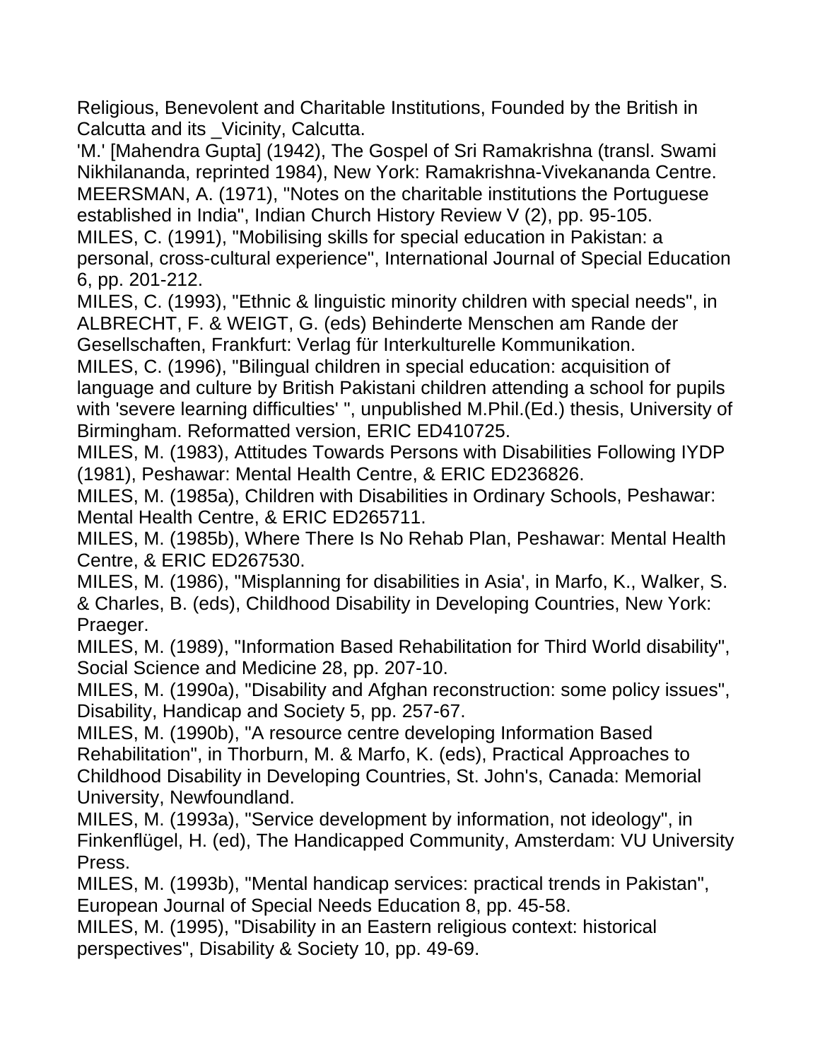Religious, Benevolent and Charitable Institutions, Founded by the British in Calcutta and its _Vicinity, Calcutta.

'M.' [Mahendra Gupta] (1942), The Gospel of Sri Ramakrishna (transl. Swami Nikhilananda, reprinted 1984), New York: Ramakrishna-Vivekananda Centre.

MEERSMAN, A. (1971), "Notes on the charitable institutions the Portuguese established in India", Indian Church History Review V (2), pp. 95-105.

MILES, C. (1991), "Mobilising skills for special education in Pakistan: a personal, cross-cultural experience", International Journal of Special Education 6, pp. 201-212.

MILES, C. (1993), "Ethnic & linguistic minority children with special needs", in ALBRECHT, F. & WEIGT, G. (eds) Behinderte Menschen am Rande der Gesellschaften, Frankfurt: Verlag für Interkulturelle Kommunikation.

MILES, C. (1996), "Bilingual children in special education: acquisition of language and culture by British Pakistani children attending a school for pupils with 'severe learning difficulties' ", unpublished M.Phil.(Ed.) thesis, University of Birmingham. Reformatted version, ERIC ED410725.

MILES, M. (1983), Attitudes Towards Persons with Disabilities Following IYDP (1981), Peshawar: Mental Health Centre, & ERIC ED236826.

MILES, M. (1985a), Children with Disabilities in Ordinary Schools, Peshawar: Mental Health Centre, & ERIC ED265711.

MILES, M. (1985b), Where There Is No Rehab Plan, Peshawar: Mental Health Centre, & ERIC ED267530.

MILES, M. (1986), "Misplanning for disabilities in Asia', in Marfo, K., Walker, S. & Charles, B. (eds), Childhood Disability in Developing Countries, New York: Praeger.

MILES, M. (1989), "Information Based Rehabilitation for Third World disability", Social Science and Medicine 28, pp. 207-10.

MILES, M. (1990a), "Disability and Afghan reconstruction: some policy issues", Disability, Handicap and Society 5, pp. 257-67.

MILES, M. (1990b), "A resource centre developing Information Based Rehabilitation", in Thorburn, M. & Marfo, K. (eds), Practical Approaches to Childhood Disability in Developing Countries, St. John's, Canada: Memorial University, Newfoundland.

MILES, M. (1993a), "Service development by information, not ideology", in Finkenflügel, H. (ed), The Handicapped Community, Amsterdam: VU University Press.

MILES, M. (1993b), "Mental handicap services: practical trends in Pakistan", European Journal of Special Needs Education 8, pp. 45-58.

MILES, M. (1995), "Disability in an Eastern religious context: historical perspectives", Disability & Society 10, pp. 49-69.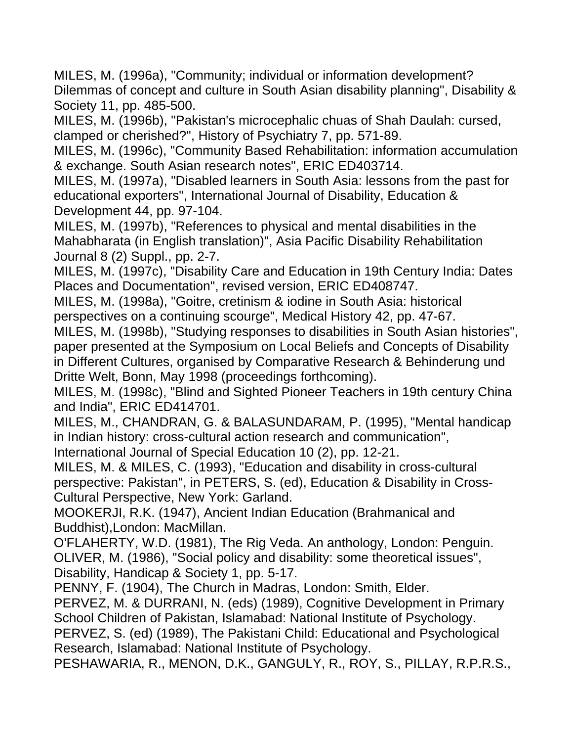MILES, M. (1996a), "Community; individual or information development? Dilemmas of concept and culture in South Asian disability planning", Disability & Society 11, pp. 485-500.

MILES, M. (1996b), "Pakistan's microcephalic chuas of Shah Daulah: cursed, clamped or cherished?", History of Psychiatry 7, pp. 571-89.

MILES, M. (1996c), "Community Based Rehabilitation: information accumulation & exchange. South Asian research notes", ERIC ED403714.

MILES, M. (1997a), "Disabled learners in South Asia: lessons from the past for educational exporters", International Journal of Disability, Education & Development 44, pp. 97-104.

MILES, M. (1997b), "References to physical and mental disabilities in the Mahabharata (in English translation)", Asia Pacific Disability Rehabilitation Journal 8 (2) Suppl., pp. 2-7.

MILES, M. (1997c), "Disability Care and Education in 19th Century India: Dates Places and Documentation", revised version, ERIC ED408747.

MILES, M. (1998a), "Goitre, cretinism & iodine in South Asia: historical perspectives on a continuing scourge", Medical History 42, pp. 47-67.

MILES, M. (1998b), "Studying responses to disabilities in South Asian histories", paper presented at the Symposium on Local Beliefs and Concepts of Disability in Different Cultures, organised by Comparative Research & Behinderung und Dritte Welt, Bonn, May 1998 (proceedings forthcoming).

MILES, M. (1998c), "Blind and Sighted Pioneer Teachers in 19th century China and India", ERIC ED414701.

MILES, M., CHANDRAN, G. & BALASUNDARAM, P. (1995), "Mental handicap in Indian history: cross-cultural action research and communication", International Journal of Special Education 10 (2), pp. 12-21.

MILES, M. & MILES, C. (1993), "Education and disability in cross-cultural perspective: Pakistan", in PETERS, S. (ed), Education & Disability in Cross-Cultural Perspective, New York: Garland.

MOOKERJI, R.K. (1947), Ancient Indian Education (Brahmanical and Buddhist),London: MacMillan.

O'FLAHERTY, W.D. (1981), The Rig Veda. An anthology, London: Penguin.

OLIVER, M. (1986), "Social policy and disability: some theoretical issues", Disability, Handicap & Society 1, pp. 5-17.

PENNY, F. (1904), The Church in Madras, London: Smith, Elder.

PERVEZ, M. & DURRANI, N. (eds) (1989), Cognitive Development in Primary School Children of Pakistan, Islamabad: National Institute of Psychology.

PERVEZ, S. (ed) (1989), The Pakistani Child: Educational and Psychological Research, Islamabad: National Institute of Psychology.

PESHAWARIA, R., MENON, D.K., GANGULY, R., ROY, S., PILLAY, R.P.R.S.,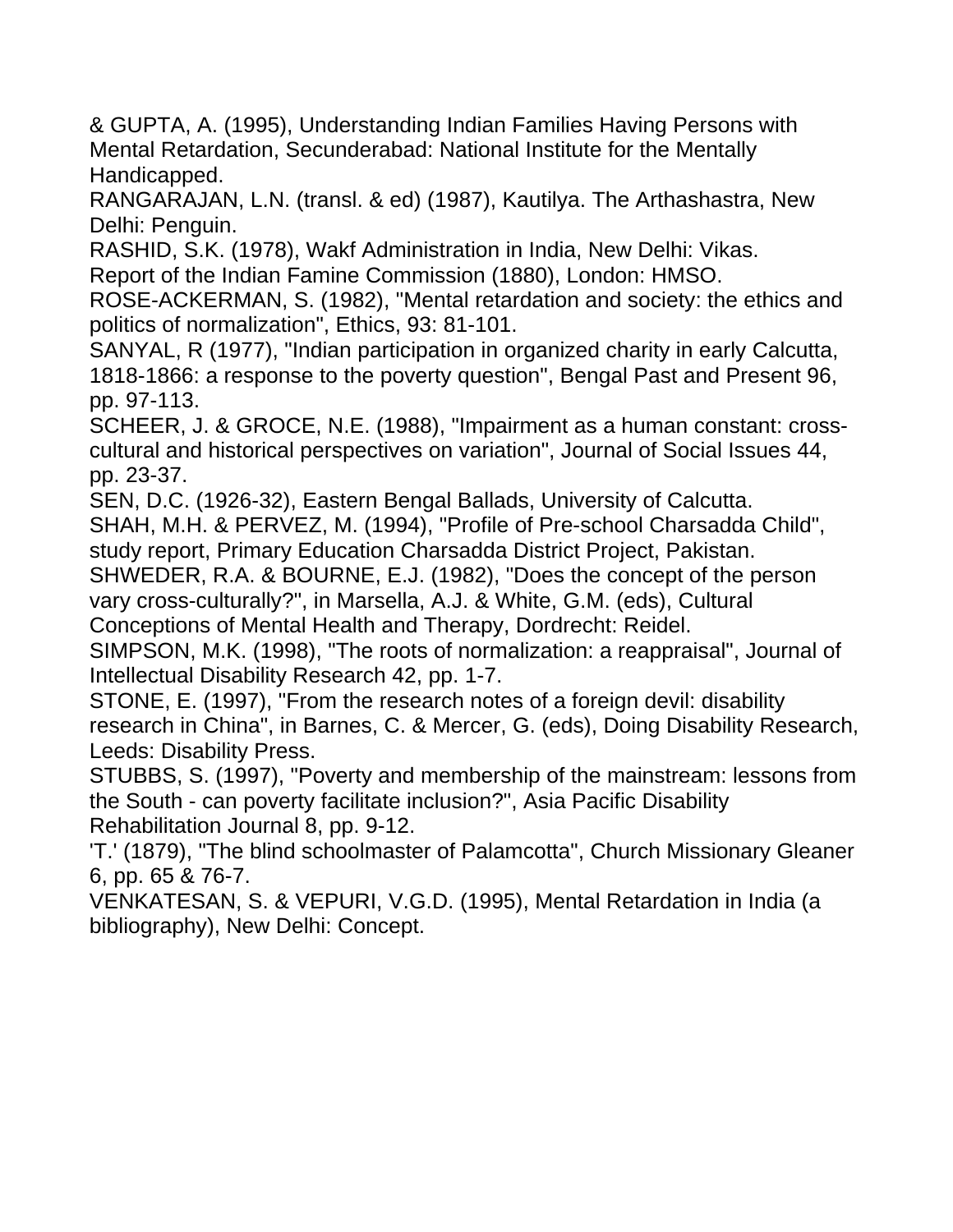& GUPTA, A. (1995), Understanding Indian Families Having Persons with Mental Retardation, Secunderabad: National Institute for the Mentally Handicapped.

RANGARAJAN, L.N. (transl. & ed) (1987), Kautilya. The Arthashastra, New Delhi: Penguin.

RASHID, S.K. (1978), Wakf Administration in India, New Delhi: Vikas.

Report of the Indian Famine Commission (1880), London: HMSO.

ROSE-ACKERMAN, S. (1982), "Mental retardation and society: the ethics and politics of normalization", Ethics, 93: 81-101.

SANYAL, R (1977), "Indian participation in organized charity in early Calcutta, 1818-1866: a response to the poverty question", Bengal Past and Present 96, pp. 97-113.

SCHEER, J. & GROCE, N.E. (1988), "Impairment as a human constant: cross-cultural and historical perspectives on variation", Journal of Social Issues 44, pp. 23-37.

SEN, D.C. (1926-32), Eastern Bengal Ballads, University of Calcutta.

SHAH, M.H. & PERVEZ, M. (1994), "Profile of Pre-school Charsadda Child", study report, Primary Education Charsadda District Project, Pakistan.

SHWEDER, R.A. & BOURNE, E.J. (1982), "Does the concept of the person vary cross-culturally?", in Marsella, A.J. & White, G.M. (eds), Cultural Conceptions of Mental Health and Therapy, Dordrecht: Reidel.

SIMPSON, M.K. (1998), "The roots of normalization: a reappraisal", Journal of Intellectual Disability Research 42, pp. 1-7.

STONE, E. (1997), "From the research notes of a foreign devil: disability research in China", in Barnes, C. & Mercer, G. (eds), Doing Disability Research, Leeds: Disability Press.

STUBBS, S. (1997), "Poverty and membership of the mainstream: lessons from the South - can poverty facilitate inclusion?", Asia Pacific Disability Rehabilitation Journal 8, pp. 9-12.

'T.' (1879), "The blind schoolmaster of Palamcotta", Church Missionary Gleaner 6, pp. 65 & 76-7.

VENKATESAN, S. & VEPURI, V.G.D. (1995), Mental Retardation in India (a bibliography), New Delhi: Concept.